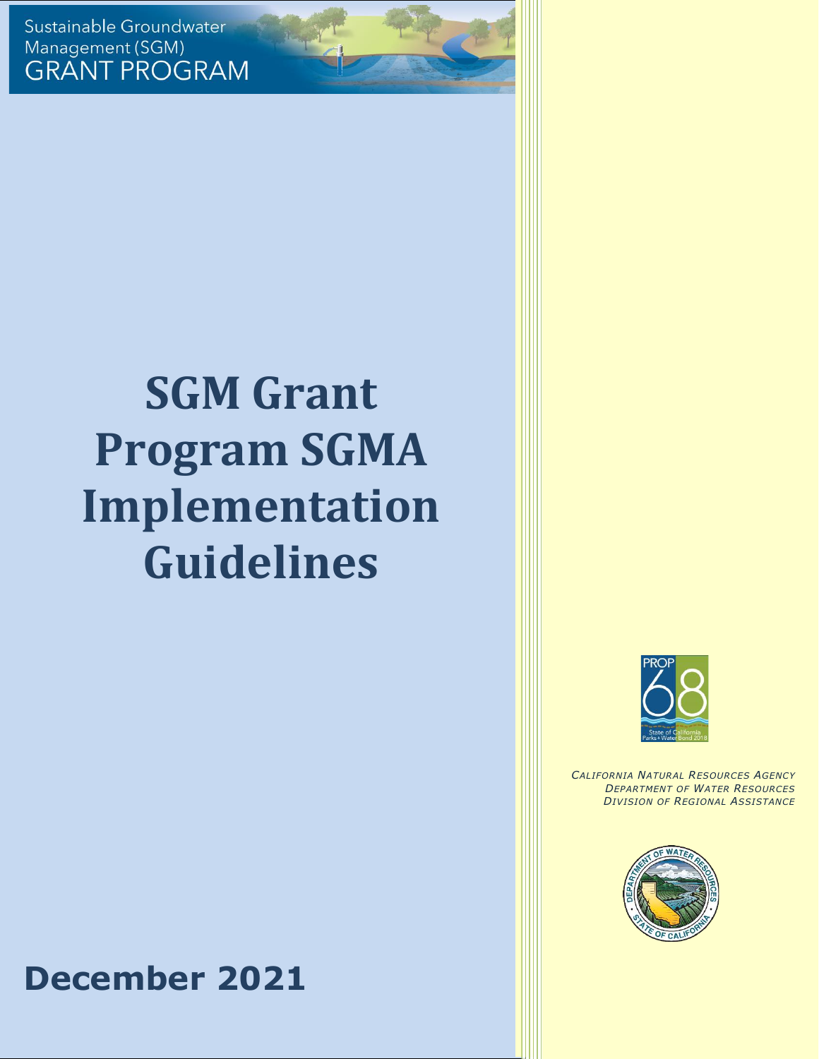Sustainable Groundwater Management (SGM) GRANT PROGRAM

# SGM Grant Program SGMA Implementation Guidelines

*California Natural Resources Agency*
*Department of Water Resources*
*Division of Regional Assistance*

**December 2021**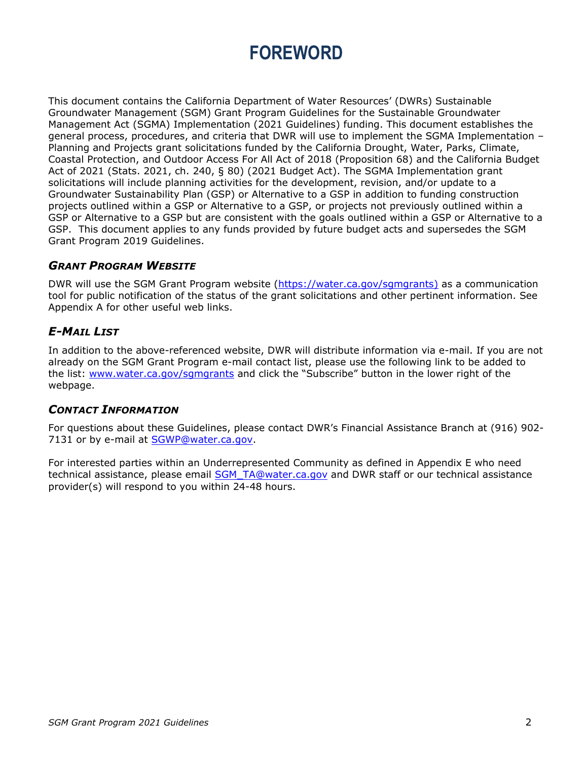# FOREWORD

This document contains the California Department of Water Resources' (DWRs) Sustainable Groundwater Management (SGM) Grant Program Guidelines for the Sustainable Groundwater Management Act (SGMA) Implementation (2021 Guidelines) funding. This document establishes the general process, procedures, and criteria that DWR will use to implement the SGMA Implementation – Planning and Projects grant solicitations funded by the California Drought, Water, Parks, Climate, Coastal Protection, and Outdoor Access For All Act of 2018 (Proposition 68) and the California Budget Act of 2021 (Stats. 2021, ch. 240, § 80) (2021 Budget Act). The SGMA Implementation grant solicitations will include planning activities for the development, revision, and/or update to a Groundwater Sustainability Plan (GSP) or Alternative to a GSP in addition to funding construction projects outlined within a GSP or Alternative to a GSP, or projects not previously outlined within a GSP or Alternative to a GSP but are consistent with the goals outlined within a GSP or Alternative to a GSP. This document applies to any funds provided by future budget acts and supersedes the SGM Grant Program 2019 Guidelines.

### *Grant Program Website*

DWR will use the SGM Grant Program website (https://water.ca.gov/sgmgrants) as a communication tool for public notification of the status of the grant solicitations and other pertinent information. See Appendix A for other useful web links.

### *E-Mail List*

In addition to the above-referenced website, DWR will distribute information via e-mail. If you are not already on the SGM Grant Program e-mail contact list, please use the following link to be added to the list: www.water.ca.gov/sgmgrants and click the "Subscribe" button in the lower right of the webpage.

### *Contact Information*

For questions about these Guidelines, please contact DWR's Financial Assistance Branch at (916) 902-7131 or by e-mail at SGWP@water.ca.gov.

For interested parties within an Underrepresented Community as defined in Appendix E who need technical assistance, please email SGM_TA@water.ca.gov and DWR staff or our technical assistance provider(s) will respond to you within 24-48 hours.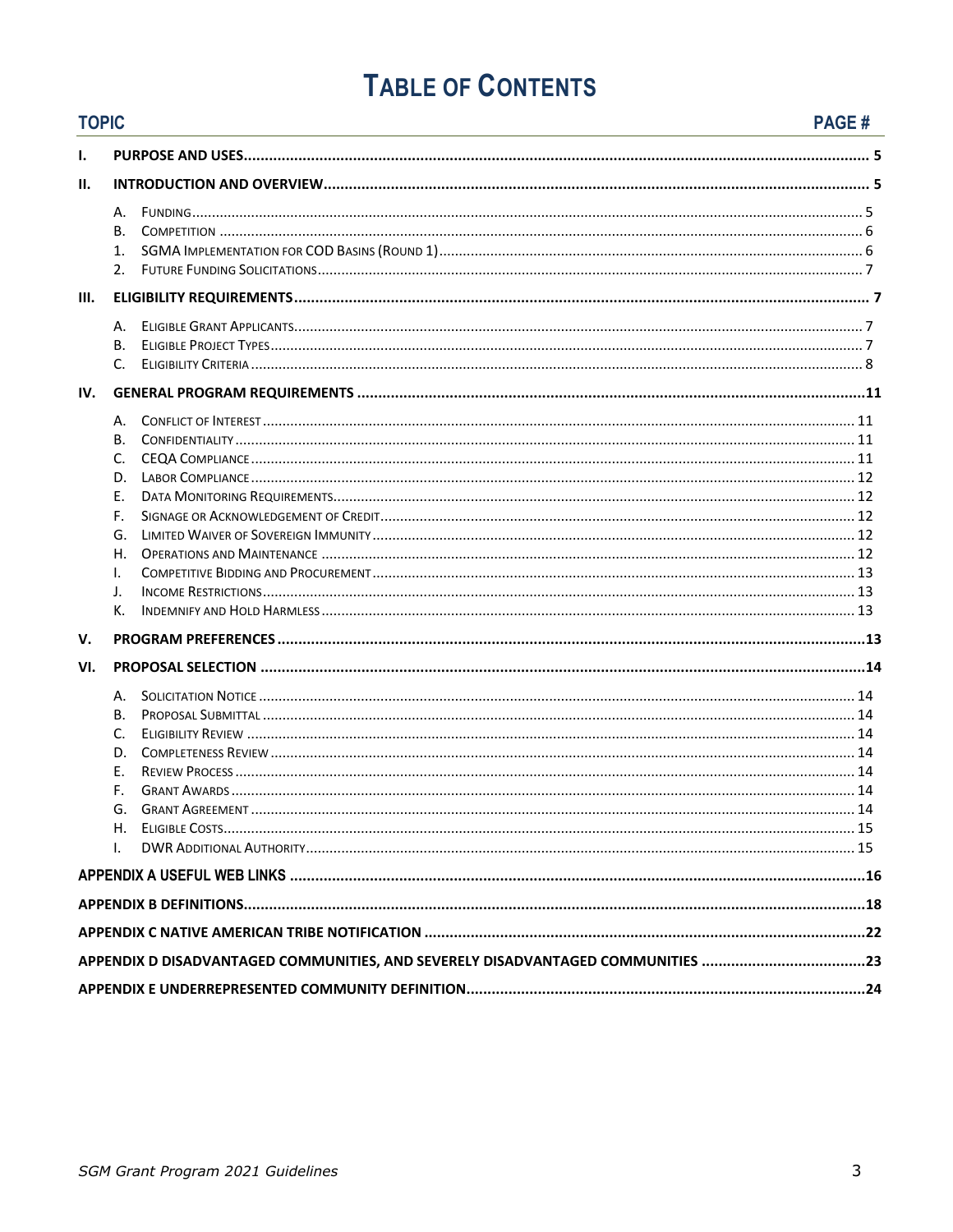# TABLE OF CONTENTS

| TOPIC | | PAGE # |
|---|---|---|
| I. | PURPOSE AND USES | 5 |
| II. | INTRODUCTION AND OVERVIEW | 5 |
| | A. FUNDING | 5 |
| | B. COMPETITION | 6 |
| | 1. SGMA IMPLEMENTATION FOR COD BASINS (ROUND 1) | 6 |
| | 2. FUTURE FUNDING SOLICITATIONS | 7 |
| III. | ELIGIBILITY REQUIREMENTS | 7 |
| | A. ELIGIBLE GRANT APPLICANTS | 7 |
| | B. ELIGIBLE PROJECT TYPES | 7 |
| | C. ELIGIBILITY CRITERIA | 8 |
| IV. | GENERAL PROGRAM REQUIREMENTS | 11 |
| | A. CONFLICT OF INTEREST | 11 |
| | B. CONFIDENTIALITY | 11 |
| | C. CEQA COMPLIANCE | 11 |
| | D. LABOR COMPLIANCE | 12 |
| | E. DATA MONITORING REQUIREMENTS | 12 |
| | F. SIGNAGE OR ACKNOWLEDGEMENT OF CREDIT | 12 |
| | G. LIMITED WAIVER OF SOVEREIGN IMMUNITY | 12 |
| | H. OPERATIONS AND MAINTENANCE | 12 |
| | I. COMPETITIVE BIDDING AND PROCUREMENT | 13 |
| | J. INCOME RESTRICTIONS | 13 |
| | K. INDEMNIFY AND HOLD HARMLESS | 13 |
| V. | PROGRAM PREFERENCES | 13 |
| VI. | PROPOSAL SELECTION | 14 |
| | A. SOLICITATION NOTICE | 14 |
| | B. PROPOSAL SUBMITTAL | 14 |
| | C. ELIGIBILITY REVIEW | 14 |
| | D. COMPLETENESS REVIEW | 14 |
| | E. REVIEW PROCESS | 14 |
| | F. GRANT AWARDS | 14 |
| | G. GRANT AGREEMENT | 14 |
| | H. ELIGIBLE COSTS | 15 |
| | I. DWR ADDITIONAL AUTHORITY | 15 |
| APPENDIX A USEFUL WEB LINKS | | 16 |
| APPENDIX B DEFINITIONS | | 18 |
| APPENDIX C NATIVE AMERICAN TRIBE NOTIFICATION | | 22 |
| APPENDIX D DISADVANTAGED COMMUNITIES, AND SEVERELY DISADVANTAGED COMMUNITIES | | 23 |
| APPENDIX E UNDERREPRESENTED COMMUNITY DEFINITION | | 24 |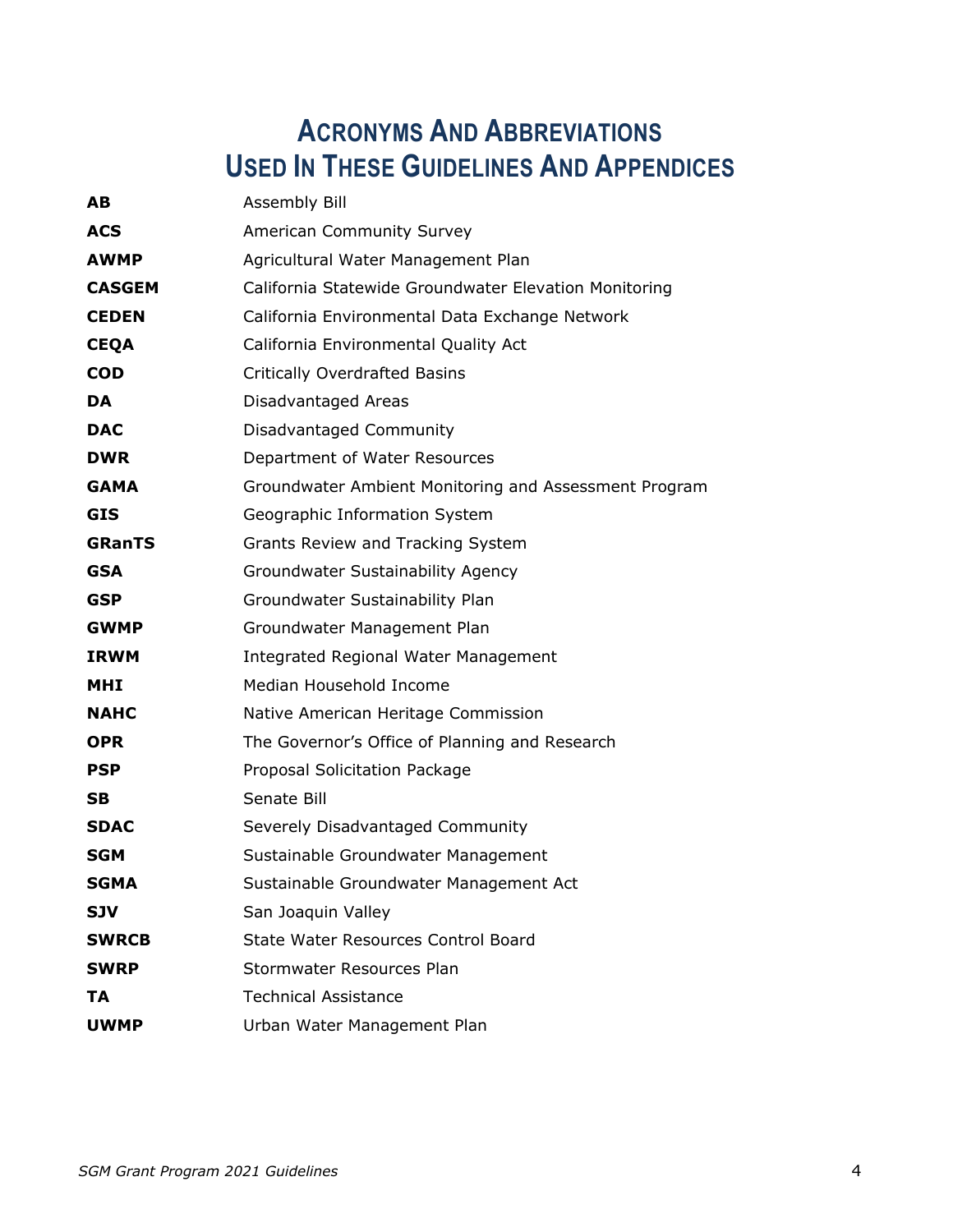# Acronyms And Abbreviations Used In These Guidelines And Appendices

| | |
|---|---|
| **AB** | Assembly Bill |
| **ACS** | American Community Survey |
| **AWMP** | Agricultural Water Management Plan |
| **CASGEM** | California Statewide Groundwater Elevation Monitoring |
| **CEDEN** | California Environmental Data Exchange Network |
| **CEQA** | California Environmental Quality Act |
| **COD** | Critically Overdrafted Basins |
| **DA** | Disadvantaged Areas |
| **DAC** | Disadvantaged Community |
| **DWR** | Department of Water Resources |
| **GAMA** | Groundwater Ambient Monitoring and Assessment Program |
| **GIS** | Geographic Information System |
| **GRanTS** | Grants Review and Tracking System |
| **GSA** | Groundwater Sustainability Agency |
| **GSP** | Groundwater Sustainability Plan |
| **GWMP** | Groundwater Management Plan |
| **IRWM** | Integrated Regional Water Management |
| **MHI** | Median Household Income |
| **NAHC** | Native American Heritage Commission |
| **OPR** | The Governor's Office of Planning and Research |
| **PSP** | Proposal Solicitation Package |
| **SB** | Senate Bill |
| **SDAC** | Severely Disadvantaged Community |
| **SGM** | Sustainable Groundwater Management |
| **SGMA** | Sustainable Groundwater Management Act |
| **SJV** | San Joaquin Valley |
| **SWRCB** | State Water Resources Control Board |
| **SWRP** | Stormwater Resources Plan |
| **TA** | Technical Assistance |
| **UWMP** | Urban Water Management Plan |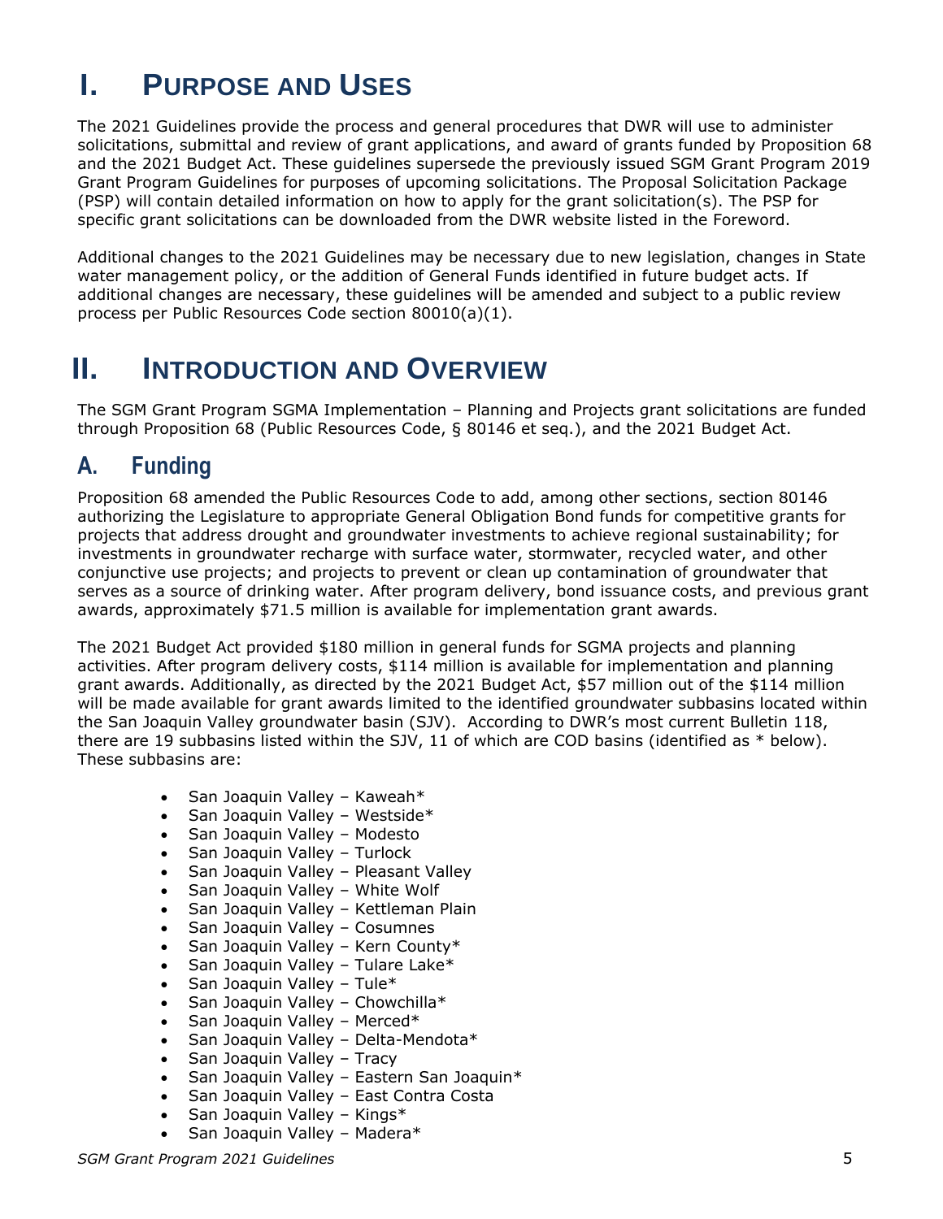# I. Purpose and Uses

The 2021 Guidelines provide the process and general procedures that DWR will use to administer solicitations, submittal and review of grant applications, and award of grants funded by Proposition 68 and the 2021 Budget Act. These guidelines supersede the previously issued SGM Grant Program 2019 Grant Program Guidelines for purposes of upcoming solicitations. The Proposal Solicitation Package (PSP) will contain detailed information on how to apply for the grant solicitation(s). The PSP for specific grant solicitations can be downloaded from the DWR website listed in the Foreword.

Additional changes to the 2021 Guidelines may be necessary due to new legislation, changes in State water management policy, or the addition of General Funds identified in future budget acts. If additional changes are necessary, these guidelines will be amended and subject to a public review process per Public Resources Code section 80010(a)(1).

# II. Introduction and Overview

The SGM Grant Program SGMA Implementation – Planning and Projects grant solicitations are funded through Proposition 68 (Public Resources Code, § 80146 et seq.), and the 2021 Budget Act.

## A. Funding

Proposition 68 amended the Public Resources Code to add, among other sections, section 80146 authorizing the Legislature to appropriate General Obligation Bond funds for competitive grants for projects that address drought and groundwater investments to achieve regional sustainability; for investments in groundwater recharge with surface water, stormwater, recycled water, and other conjunctive use projects; and projects to prevent or clean up contamination of groundwater that serves as a source of drinking water. After program delivery, bond issuance costs, and previous grant awards, approximately $71.5 million is available for implementation grant awards.

The 2021 Budget Act provided $180 million in general funds for SGMA projects and planning activities. After program delivery costs, $114 million is available for implementation and planning grant awards. Additionally, as directed by the 2021 Budget Act, $57 million out of the $114 million will be made available for grant awards limited to the identified groundwater subbasins located within the San Joaquin Valley groundwater basin (SJV). According to DWR's most current Bulletin 118, there are 19 subbasins listed within the SJV, 11 of which are COD basins (identified as * below). These subbasins are:

- San Joaquin Valley – Kaweah*
- San Joaquin Valley – Westside*
- San Joaquin Valley – Modesto
- San Joaquin Valley – Turlock
- San Joaquin Valley – Pleasant Valley
- San Joaquin Valley – White Wolf
- San Joaquin Valley – Kettleman Plain
- San Joaquin Valley – Cosumnes
- San Joaquin Valley – Kern County*
- San Joaquin Valley – Tulare Lake*
- San Joaquin Valley – Tule*
- San Joaquin Valley – Chowchilla*
- San Joaquin Valley – Merced*
- San Joaquin Valley – Delta-Mendota*
- San Joaquin Valley – Tracy
- San Joaquin Valley – Eastern San Joaquin*
- San Joaquin Valley – East Contra Costa
- San Joaquin Valley – Kings*
- San Joaquin Valley – Madera*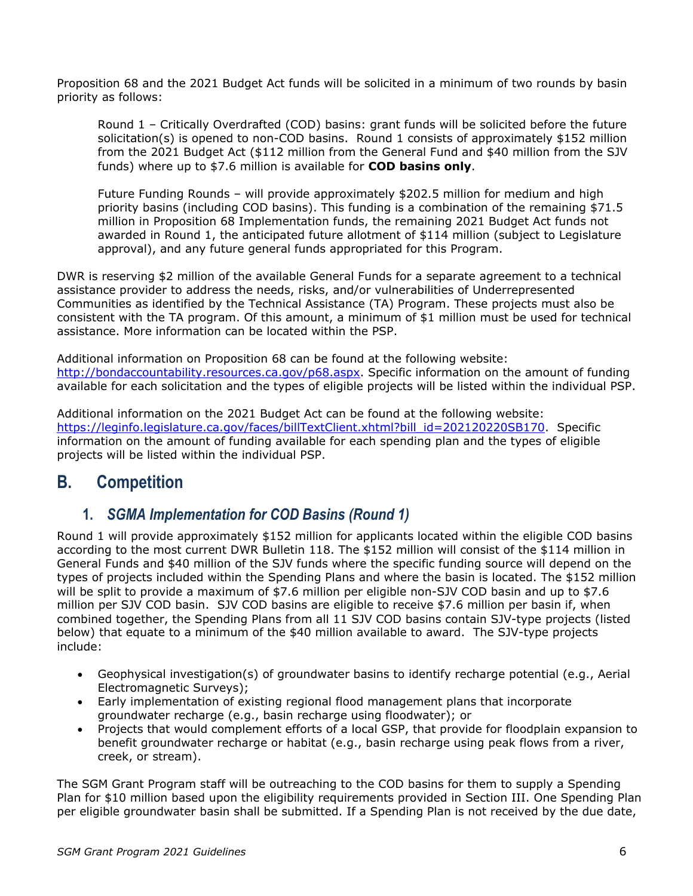Proposition 68 and the 2021 Budget Act funds will be solicited in a minimum of two rounds by basin priority as follows:

> Round 1 – Critically Overdrafted (COD) basins: grant funds will be solicited before the future solicitation(s) is opened to non-COD basins. Round 1 consists of approximately $152 million from the 2021 Budget Act ($112 million from the General Fund and $40 million from the SJV funds) where up to $7.6 million is available for **COD basins only**.
>
> Future Funding Rounds – will provide approximately $202.5 million for medium and high priority basins (including COD basins). This funding is a combination of the remaining $71.5 million in Proposition 68 Implementation funds, the remaining 2021 Budget Act funds not awarded in Round 1, the anticipated future allotment of $114 million (subject to Legislature approval), and any future general funds appropriated for this Program.

DWR is reserving $2 million of the available General Funds for a separate agreement to a technical assistance provider to address the needs, risks, and/or vulnerabilities of Underrepresented Communities as identified by the Technical Assistance (TA) Program. These projects must also be consistent with the TA program. Of this amount, a minimum of $1 million must be used for technical assistance. More information can be located within the PSP.

Additional information on Proposition 68 can be found at the following website: [http://bondaccountability.resources.ca.gov/p68.aspx](http://bondaccountability.resources.ca.gov/p68.aspx). Specific information on the amount of funding available for each solicitation and the types of eligible projects will be listed within the individual PSP.

Additional information on the 2021 Budget Act can be found at the following website: [https://leginfo.legislature.ca.gov/faces/billTextClient.xhtml?bill_id=202120220SB170](https://leginfo.legislature.ca.gov/faces/billTextClient.xhtml?bill_id=202120220SB170). Specific information on the amount of funding available for each spending plan and the types of eligible projects will be listed within the individual PSP.

## B. Competition

### 1. *SGMA Implementation for COD Basins (Round 1)*

Round 1 will provide approximately $152 million for applicants located within the eligible COD basins according to the most current DWR Bulletin 118. The $152 million will consist of the $114 million in General Funds and $40 million of the SJV funds where the specific funding source will depend on the types of projects included within the Spending Plans and where the basin is located. The $152 million will be split to provide a maximum of $7.6 million per eligible non-SJV COD basin and up to $7.6 million per SJV COD basin. SJV COD basins are eligible to receive $7.6 million per basin if, when combined together, the Spending Plans from all 11 SJV COD basins contain SJV-type projects (listed below) that equate to a minimum of the $40 million available to award. The SJV-type projects include:

- Geophysical investigation(s) of groundwater basins to identify recharge potential (e.g., Aerial Electromagnetic Surveys);
- Early implementation of existing regional flood management plans that incorporate groundwater recharge (e.g., basin recharge using floodwater); or
- Projects that would complement efforts of a local GSP, that provide for floodplain expansion to benefit groundwater recharge or habitat (e.g., basin recharge using peak flows from a river, creek, or stream).

The SGM Grant Program staff will be outreaching to the COD basins for them to supply a Spending Plan for $10 million based upon the eligibility requirements provided in Section III. One Spending Plan per eligible groundwater basin shall be submitted. If a Spending Plan is not received by the due date,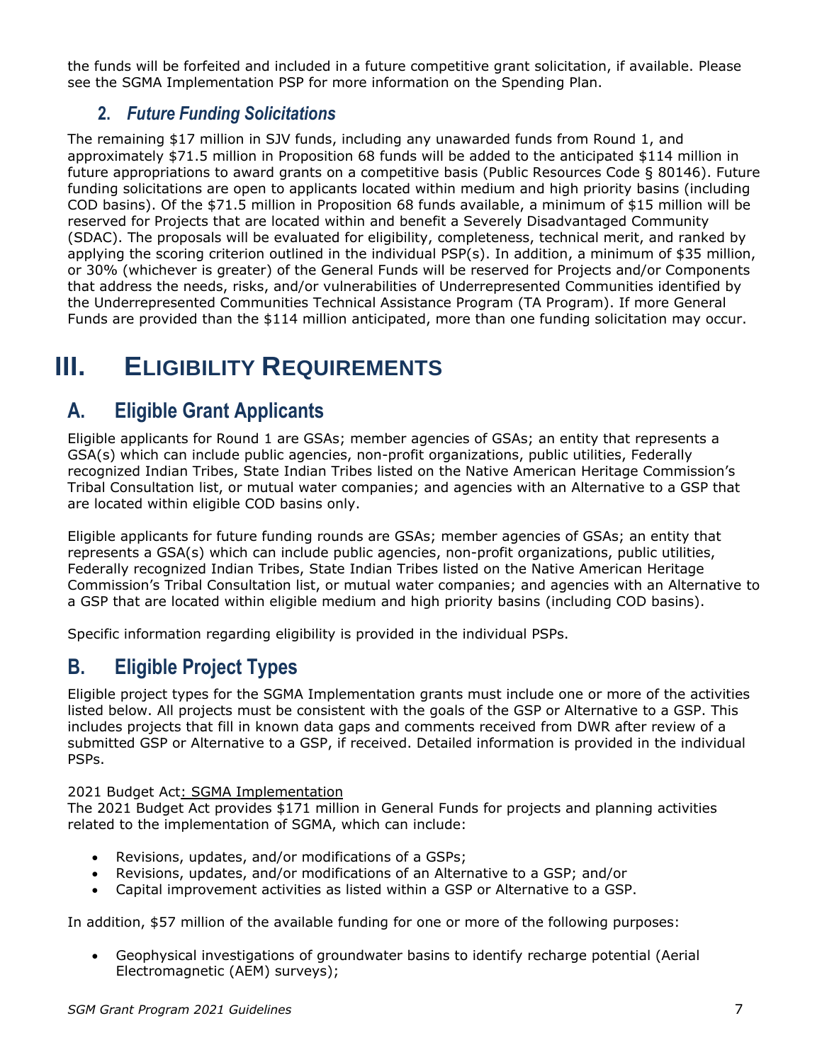the funds will be forfeited and included in a future competitive grant solicitation, if available. Please see the SGMA Implementation PSP for more information on the Spending Plan.

### 2. *Future Funding Solicitations*

The remaining $17 million in SJV funds, including any unawarded funds from Round 1, and approximately $71.5 million in Proposition 68 funds will be added to the anticipated $114 million in future appropriations to award grants on a competitive basis (Public Resources Code § 80146). Future funding solicitations are open to applicants located within medium and high priority basins (including COD basins). Of the $71.5 million in Proposition 68 funds available, a minimum of $15 million will be reserved for Projects that are located within and benefit a Severely Disadvantaged Community (SDAC). The proposals will be evaluated for eligibility, completeness, technical merit, and ranked by applying the scoring criterion outlined in the individual PSP(s). In addition, a minimum of $35 million, or 30% (whichever is greater) of the General Funds will be reserved for Projects and/or Components that address the needs, risks, and/or vulnerabilities of Underrepresented Communities identified by the Underrepresented Communities Technical Assistance Program (TA Program). If more General Funds are provided than the $114 million anticipated, more than one funding solicitation may occur.

# III. ELIGIBILITY REQUIREMENTS

## A. Eligible Grant Applicants

Eligible applicants for Round 1 are GSAs; member agencies of GSAs; an entity that represents a GSA(s) which can include public agencies, non-profit organizations, public utilities, Federally recognized Indian Tribes, State Indian Tribes listed on the Native American Heritage Commission's Tribal Consultation list, or mutual water companies; and agencies with an Alternative to a GSP that are located within eligible COD basins only.

Eligible applicants for future funding rounds are GSAs; member agencies of GSAs; an entity that represents a GSA(s) which can include public agencies, non-profit organizations, public utilities, Federally recognized Indian Tribes, State Indian Tribes listed on the Native American Heritage Commission's Tribal Consultation list, or mutual water companies; and agencies with an Alternative to a GSP that are located within eligible medium and high priority basins (including COD basins).

Specific information regarding eligibility is provided in the individual PSPs.

## B. Eligible Project Types

Eligible project types for the SGMA Implementation grants must include one or more of the activities listed below. All projects must be consistent with the goals of the GSP or Alternative to a GSP. This includes projects that fill in known data gaps and comments received from DWR after review of a submitted GSP or Alternative to a GSP, if received. Detailed information is provided in the individual PSPs.

2021 Budget Act: SGMA Implementation

The 2021 Budget Act provides $171 million in General Funds for projects and planning activities related to the implementation of SGMA, which can include:

- Revisions, updates, and/or modifications of a GSPs;
- Revisions, updates, and/or modifications of an Alternative to a GSP; and/or
- Capital improvement activities as listed within a GSP or Alternative to a GSP.

In addition, $57 million of the available funding for one or more of the following purposes:

- Geophysical investigations of groundwater basins to identify recharge potential (Aerial Electromagnetic (AEM) surveys);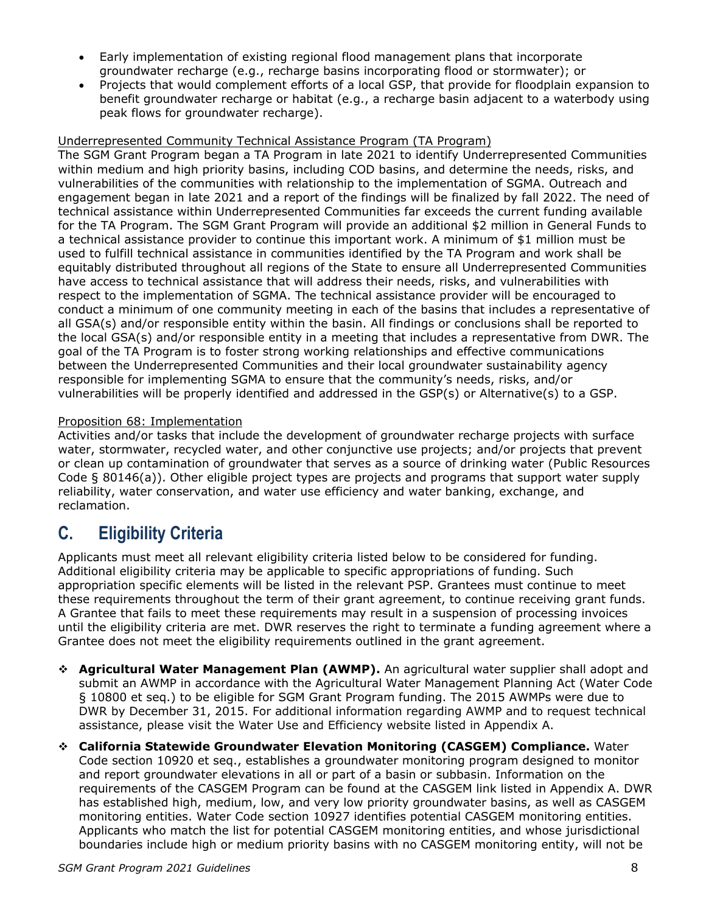- Early implementation of existing regional flood management plans that incorporate groundwater recharge (e.g., recharge basins incorporating flood or stormwater); or
- Projects that would complement efforts of a local GSP, that provide for floodplain expansion to benefit groundwater recharge or habitat (e.g., a recharge basin adjacent to a waterbody using peak flows for groundwater recharge).

<u>Underrepresented Community Technical Assistance Program (TA Program)</u>

The SGM Grant Program began a TA Program in late 2021 to identify Underrepresented Communities within medium and high priority basins, including COD basins, and determine the needs, risks, and vulnerabilities of the communities with relationship to the implementation of SGMA. Outreach and engagement began in late 2021 and a report of the findings will be finalized by fall 2022. The need of technical assistance within Underrepresented Communities far exceeds the current funding available for the TA Program. The SGM Grant Program will provide an additional $2 million in General Funds to a technical assistance provider to continue this important work. A minimum of $1 million must be used to fulfill technical assistance in communities identified by the TA Program and work shall be equitably distributed throughout all regions of the State to ensure all Underrepresented Communities have access to technical assistance that will address their needs, risks, and vulnerabilities with respect to the implementation of SGMA. The technical assistance provider will be encouraged to conduct a minimum of one community meeting in each of the basins that includes a representative of all GSA(s) and/or responsible entity within the basin. All findings or conclusions shall be reported to the local GSA(s) and/or responsible entity in a meeting that includes a representative from DWR. The goal of the TA Program is to foster strong working relationships and effective communications between the Underrepresented Communities and their local groundwater sustainability agency responsible for implementing SGMA to ensure that the community's needs, risks, and/or vulnerabilities will be properly identified and addressed in the GSP(s) or Alternative(s) to a GSP.

<u>Proposition 68: Implementation</u>

Activities and/or tasks that include the development of groundwater recharge projects with surface water, stormwater, recycled water, and other conjunctive use projects; and/or projects that prevent or clean up contamination of groundwater that serves as a source of drinking water (Public Resources Code § 80146(a)). Other eligible project types are projects and programs that support water supply reliability, water conservation, and water use efficiency and water banking, exchange, and reclamation.

## C. Eligibility Criteria

Applicants must meet all relevant eligibility criteria listed below to be considered for funding. Additional eligibility criteria may be applicable to specific appropriations of funding. Such appropriation specific elements will be listed in the relevant PSP. Grantees must continue to meet these requirements throughout the term of their grant agreement, to continue receiving grant funds. A Grantee that fails to meet these requirements may result in a suspension of processing invoices until the eligibility criteria are met. DWR reserves the right to terminate a funding agreement where a Grantee does not meet the eligibility requirements outlined in the grant agreement.

- **Agricultural Water Management Plan (AWMP).** An agricultural water supplier shall adopt and submit an AWMP in accordance with the Agricultural Water Management Planning Act (Water Code § 10800 et seq.) to be eligible for SGM Grant Program funding. The 2015 AWMPs were due to DWR by December 31, 2015. For additional information regarding AWMP and to request technical assistance, please visit the Water Use and Efficiency website listed in Appendix A.
- **California Statewide Groundwater Elevation Monitoring (CASGEM) Compliance.** Water Code section 10920 et seq., establishes a groundwater monitoring program designed to monitor and report groundwater elevations in all or part of a basin or subbasin. Information on the requirements of the CASGEM Program can be found at the CASGEM link listed in Appendix A. DWR has established high, medium, low, and very low priority groundwater basins, as well as CASGEM monitoring entities. Water Code section 10927 identifies potential CASGEM monitoring entities. Applicants who match the list for potential CASGEM monitoring entities, and whose jurisdictional boundaries include high or medium priority basins with no CASGEM monitoring entity, will not be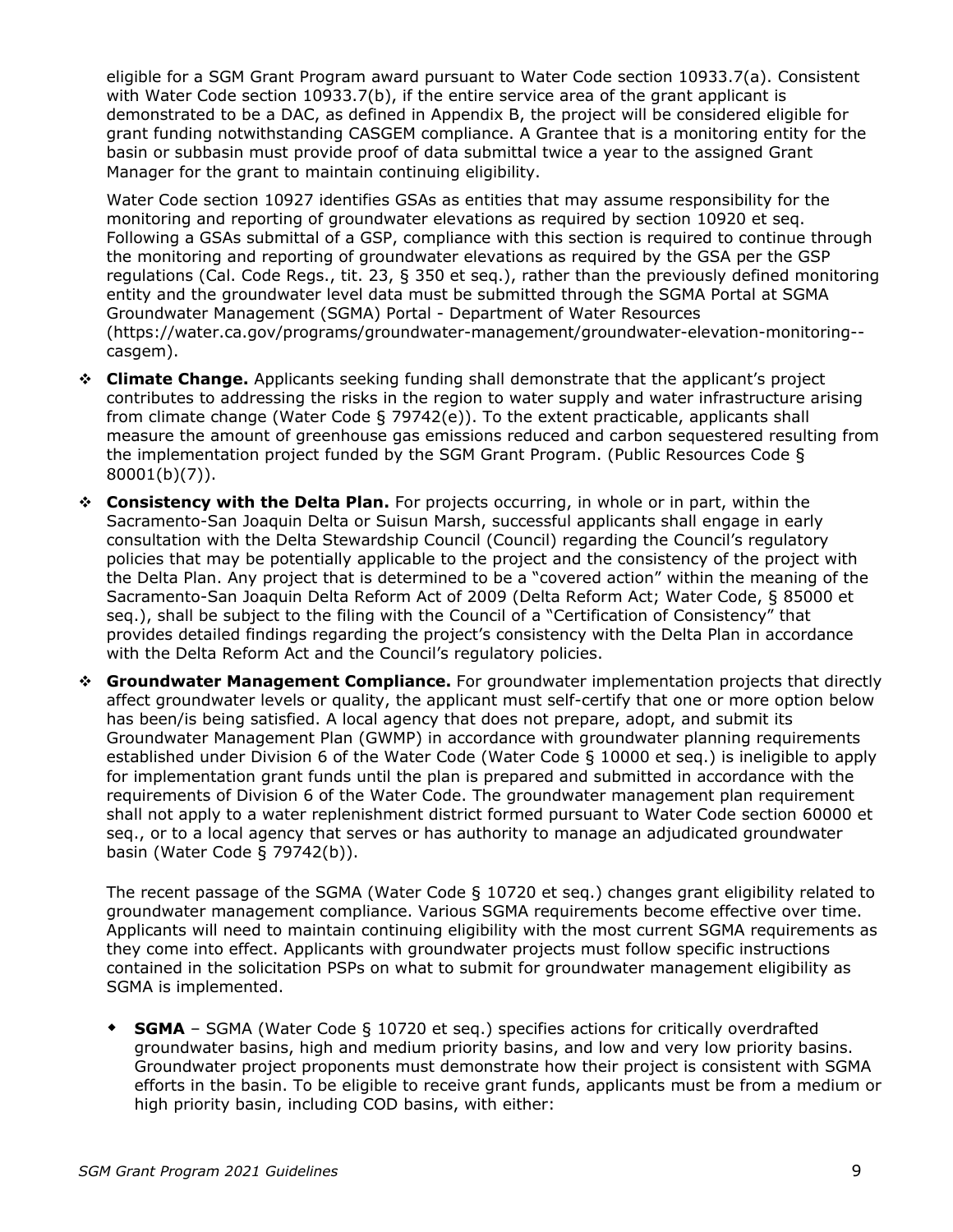eligible for a SGM Grant Program award pursuant to Water Code section 10933.7(a). Consistent with Water Code section 10933.7(b), if the entire service area of the grant applicant is demonstrated to be a DAC, as defined in Appendix B, the project will be considered eligible for grant funding notwithstanding CASGEM compliance. A Grantee that is a monitoring entity for the basin or subbasin must provide proof of data submittal twice a year to the assigned Grant Manager for the grant to maintain continuing eligibility.

Water Code section 10927 identifies GSAs as entities that may assume responsibility for the monitoring and reporting of groundwater elevations as required by section 10920 et seq. Following a GSAs submittal of a GSP, compliance with this section is required to continue through the monitoring and reporting of groundwater elevations as required by the GSA per the GSP regulations (Cal. Code Regs., tit. 23, § 350 et seq.), rather than the previously defined monitoring entity and the groundwater level data must be submitted through the SGMA Portal at SGMA Groundwater Management (SGMA) Portal - Department of Water Resources (https://water.ca.gov/programs/groundwater-management/groundwater-elevation-monitoring--casgem).

- **Climate Change.** Applicants seeking funding shall demonstrate that the applicant's project contributes to addressing the risks in the region to water supply and water infrastructure arising from climate change (Water Code § 79742(e)). To the extent practicable, applicants shall measure the amount of greenhouse gas emissions reduced and carbon sequestered resulting from the implementation project funded by the SGM Grant Program. (Public Resources Code § 80001(b)(7)).
- **Consistency with the Delta Plan.** For projects occurring, in whole or in part, within the Sacramento-San Joaquin Delta or Suisun Marsh, successful applicants shall engage in early consultation with the Delta Stewardship Council (Council) regarding the Council's regulatory policies that may be potentially applicable to the project and the consistency of the project with the Delta Plan. Any project that is determined to be a "covered action" within the meaning of the Sacramento-San Joaquin Delta Reform Act of 2009 (Delta Reform Act; Water Code, § 85000 et seq.), shall be subject to the filing with the Council of a "Certification of Consistency" that provides detailed findings regarding the project's consistency with the Delta Plan in accordance with the Delta Reform Act and the Council's regulatory policies.
- **Groundwater Management Compliance.** For groundwater implementation projects that directly affect groundwater levels or quality, the applicant must self-certify that one or more option below has been/is being satisfied. A local agency that does not prepare, adopt, and submit its Groundwater Management Plan (GWMP) in accordance with groundwater planning requirements established under Division 6 of the Water Code (Water Code § 10000 et seq.) is ineligible to apply for implementation grant funds until the plan is prepared and submitted in accordance with the requirements of Division 6 of the Water Code. The groundwater management plan requirement shall not apply to a water replenishment district formed pursuant to Water Code section 60000 et seq., or to a local agency that serves or has authority to manage an adjudicated groundwater basin (Water Code § 79742(b)).

  The recent passage of the SGMA (Water Code § 10720 et seq.) changes grant eligibility related to groundwater management compliance. Various SGMA requirements become effective over time. Applicants will need to maintain continuing eligibility with the most current SGMA requirements as they come into effect. Applicants with groundwater projects must follow specific instructions contained in the solicitation PSPs on what to submit for groundwater management eligibility as SGMA is implemented.

  - **SGMA** – SGMA (Water Code § 10720 et seq.) specifies actions for critically overdrafted groundwater basins, high and medium priority basins, and low and very low priority basins. Groundwater project proponents must demonstrate how their project is consistent with SGMA efforts in the basin. To be eligible to receive grant funds, applicants must be from a medium or high priority basin, including COD basins, with either: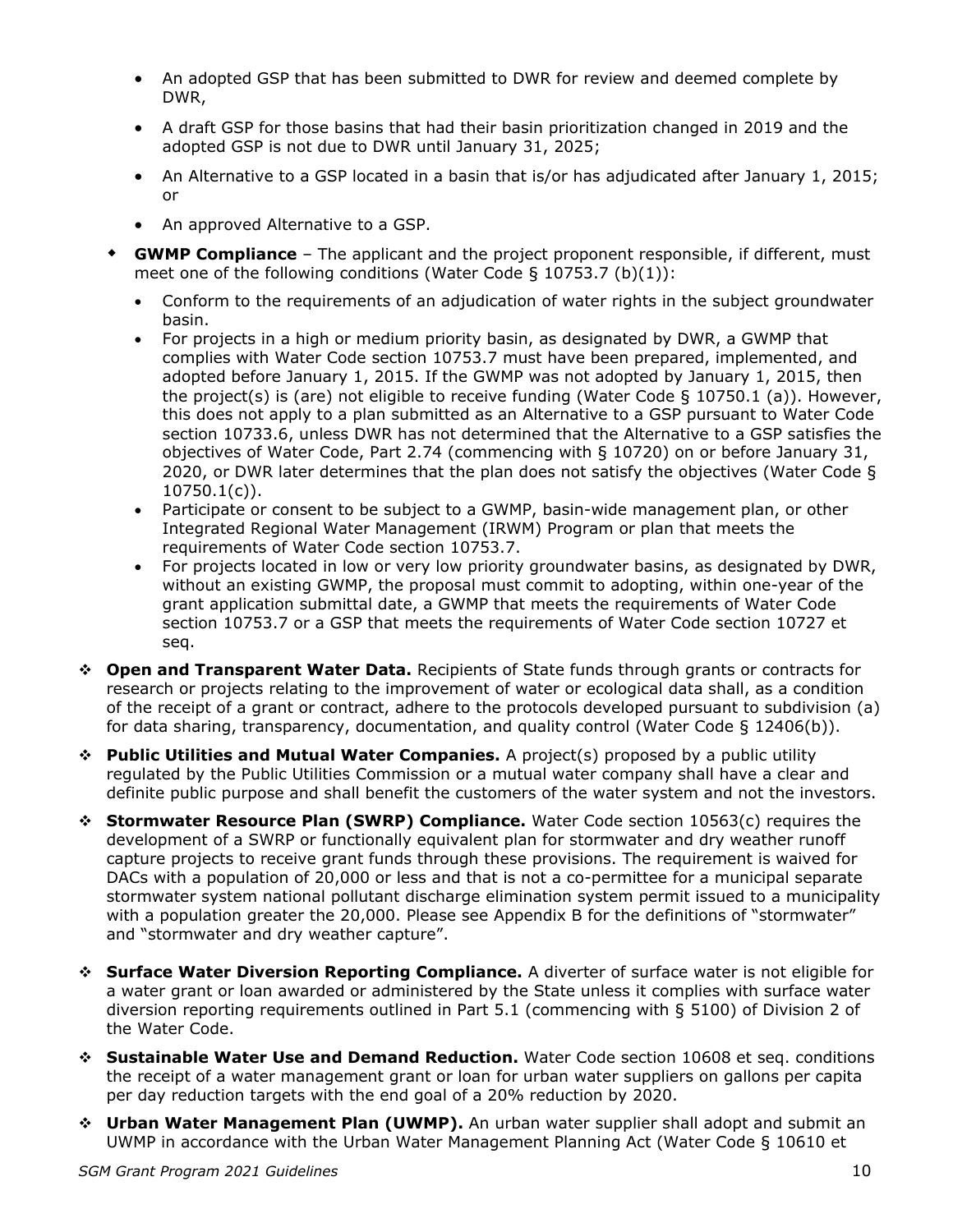- An adopted GSP that has been submitted to DWR for review and deemed complete by DWR,
- A draft GSP for those basins that had their basin prioritization changed in 2019 and the adopted GSP is not due to DWR until January 31, 2025;
- An Alternative to a GSP located in a basin that is/or has adjudicated after January 1, 2015; or
- An approved Alternative to a GSP.

- **GWMP Compliance** – The applicant and the project proponent responsible, if different, must meet one of the following conditions (Water Code § 10753.7 (b)(1)):
  - Conform to the requirements of an adjudication of water rights in the subject groundwater basin.
  - For projects in a high or medium priority basin, as designated by DWR, a GWMP that complies with Water Code section 10753.7 must have been prepared, implemented, and adopted before January 1, 2015. If the GWMP was not adopted by January 1, 2015, then the project(s) is (are) not eligible to receive funding (Water Code § 10750.1 (a)). However, this does not apply to a plan submitted as an Alternative to a GSP pursuant to Water Code section 10733.6, unless DWR has not determined that the Alternative to a GSP satisfies the objectives of Water Code, Part 2.74 (commencing with § 10720) on or before January 31, 2020, or DWR later determines that the plan does not satisfy the objectives (Water Code § 10750.1(c)).
  - Participate or consent to be subject to a GWMP, basin-wide management plan, or other Integrated Regional Water Management (IRWM) Program or plan that meets the requirements of Water Code section 10753.7.
  - For projects located in low or very low priority groundwater basins, as designated by DWR, without an existing GWMP, the proposal must commit to adopting, within one-year of the grant application submittal date, a GWMP that meets the requirements of Water Code section 10753.7 or a GSP that meets the requirements of Water Code section 10727 et seq.

- **Open and Transparent Water Data.** Recipients of State funds through grants or contracts for research or projects relating to the improvement of water or ecological data shall, as a condition of the receipt of a grant or contract, adhere to the protocols developed pursuant to subdivision (a) for data sharing, transparency, documentation, and quality control (Water Code § 12406(b)).
- **Public Utilities and Mutual Water Companies.** A project(s) proposed by a public utility regulated by the Public Utilities Commission or a mutual water company shall have a clear and definite public purpose and shall benefit the customers of the water system and not the investors.
- **Stormwater Resource Plan (SWRP) Compliance.** Water Code section 10563(c) requires the development of a SWRP or functionally equivalent plan for stormwater and dry weather runoff capture projects to receive grant funds through these provisions. The requirement is waived for DACs with a population of 20,000 or less and that is not a co-permittee for a municipal separate stormwater system national pollutant discharge elimination system permit issued to a municipality with a population greater the 20,000. Please see Appendix B for the definitions of "stormwater" and "stormwater and dry weather capture".
- **Surface Water Diversion Reporting Compliance.** A diverter of surface water is not eligible for a water grant or loan awarded or administered by the State unless it complies with surface water diversion reporting requirements outlined in Part 5.1 (commencing with § 5100) of Division 2 of the Water Code.
- **Sustainable Water Use and Demand Reduction.** Water Code section 10608 et seq. conditions the receipt of a water management grant or loan for urban water suppliers on gallons per capita per day reduction targets with the end goal of a 20% reduction by 2020.
- **Urban Water Management Plan (UWMP).** An urban water supplier shall adopt and submit an UWMP in accordance with the Urban Water Management Planning Act (Water Code § 10610 et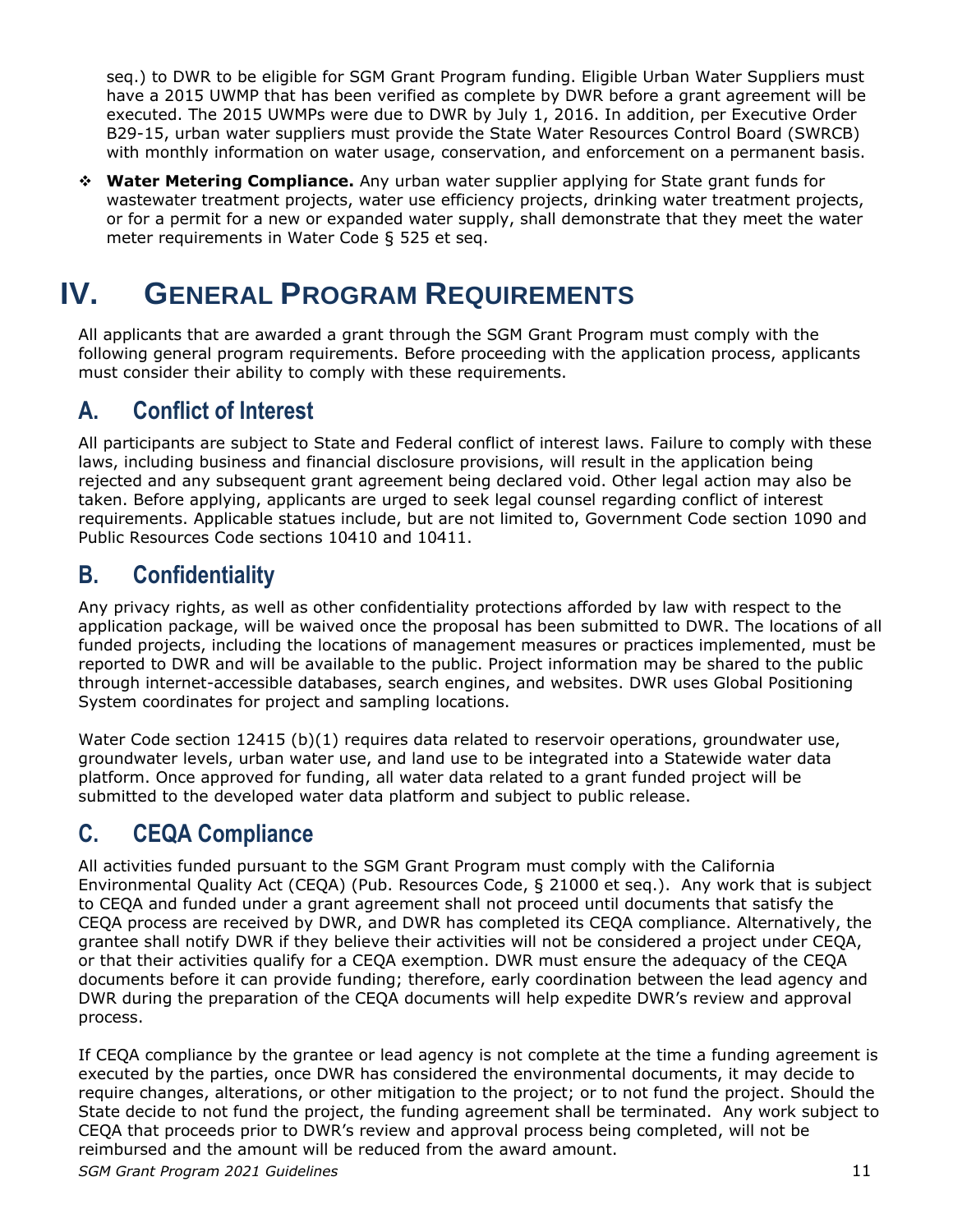seq.) to DWR to be eligible for SGM Grant Program funding. Eligible Urban Water Suppliers must have a 2015 UWMP that has been verified as complete by DWR before a grant agreement will be executed. The 2015 UWMPs were due to DWR by July 1, 2016. In addition, per Executive Order B29-15, urban water suppliers must provide the State Water Resources Control Board (SWRCB) with monthly information on water usage, conservation, and enforcement on a permanent basis.

- **Water Metering Compliance.** Any urban water supplier applying for State grant funds for wastewater treatment projects, water use efficiency projects, drinking water treatment projects, or for a permit for a new or expanded water supply, shall demonstrate that they meet the water meter requirements in Water Code § 525 et seq.

# IV. General Program Requirements

All applicants that are awarded a grant through the SGM Grant Program must comply with the following general program requirements. Before proceeding with the application process, applicants must consider their ability to comply with these requirements.

## A. Conflict of Interest

All participants are subject to State and Federal conflict of interest laws. Failure to comply with these laws, including business and financial disclosure provisions, will result in the application being rejected and any subsequent grant agreement being declared void. Other legal action may also be taken. Before applying, applicants are urged to seek legal counsel regarding conflict of interest requirements. Applicable statues include, but are not limited to, Government Code section 1090 and Public Resources Code sections 10410 and 10411.

## B. Confidentiality

Any privacy rights, as well as other confidentiality protections afforded by law with respect to the application package, will be waived once the proposal has been submitted to DWR. The locations of all funded projects, including the locations of management measures or practices implemented, must be reported to DWR and will be available to the public. Project information may be shared to the public through internet-accessible databases, search engines, and websites. DWR uses Global Positioning System coordinates for project and sampling locations.

Water Code section 12415 (b)(1) requires data related to reservoir operations, groundwater use, groundwater levels, urban water use, and land use to be integrated into a Statewide water data platform. Once approved for funding, all water data related to a grant funded project will be submitted to the developed water data platform and subject to public release.

## C. CEQA Compliance

All activities funded pursuant to the SGM Grant Program must comply with the California Environmental Quality Act (CEQA) (Pub. Resources Code, § 21000 et seq.). Any work that is subject to CEQA and funded under a grant agreement shall not proceed until documents that satisfy the CEQA process are received by DWR, and DWR has completed its CEQA compliance. Alternatively, the grantee shall notify DWR if they believe their activities will not be considered a project under CEQA, or that their activities qualify for a CEQA exemption. DWR must ensure the adequacy of the CEQA documents before it can provide funding; therefore, early coordination between the lead agency and DWR during the preparation of the CEQA documents will help expedite DWR's review and approval process.

If CEQA compliance by the grantee or lead agency is not complete at the time a funding agreement is executed by the parties, once DWR has considered the environmental documents, it may decide to require changes, alterations, or other mitigation to the project; or to not fund the project. Should the State decide to not fund the project, the funding agreement shall be terminated. Any work subject to CEQA that proceeds prior to DWR's review and approval process being completed, will not be reimbursed and the amount will be reduced from the award amount.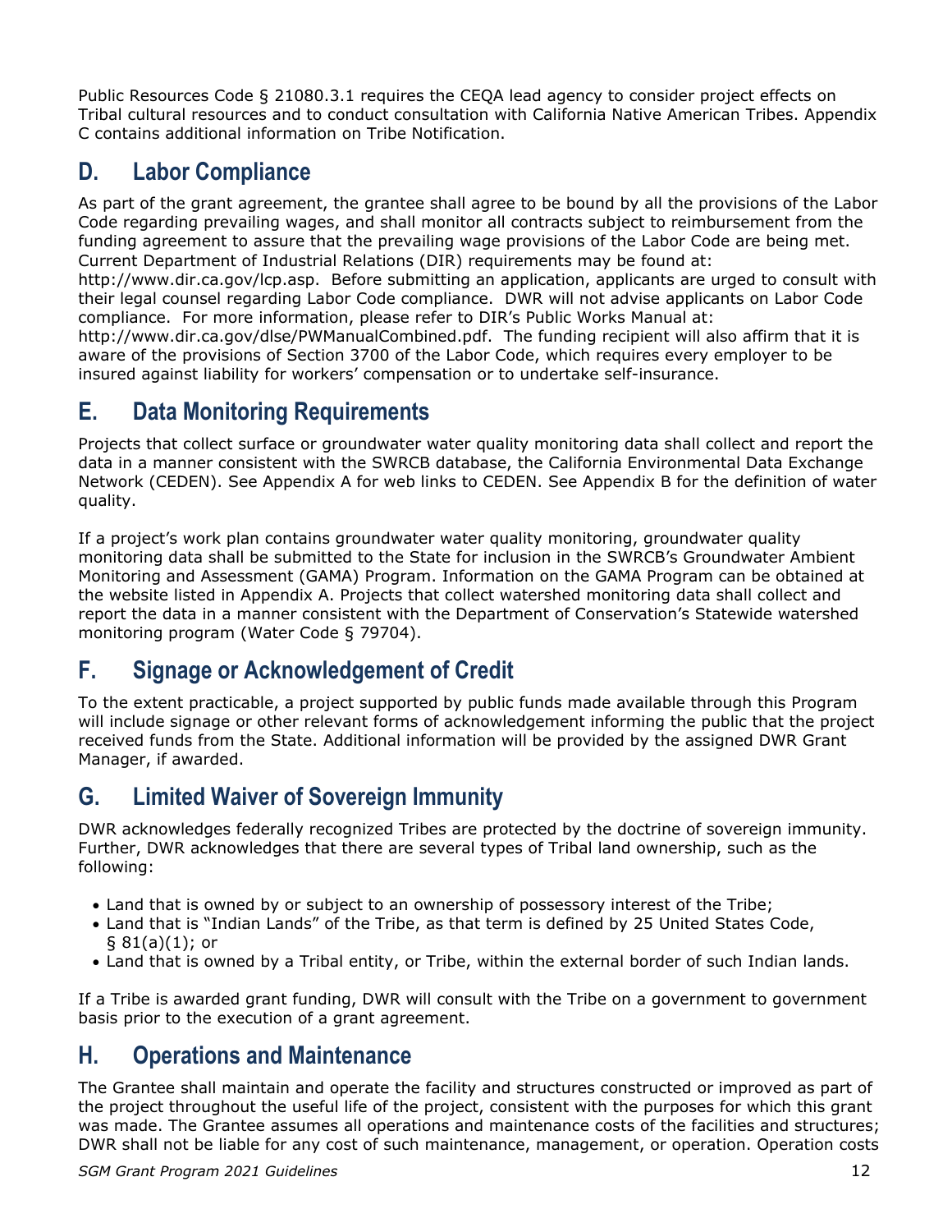Public Resources Code § 21080.3.1 requires the CEQA lead agency to consider project effects on Tribal cultural resources and to conduct consultation with California Native American Tribes. Appendix C contains additional information on Tribe Notification.

## D. Labor Compliance

As part of the grant agreement, the grantee shall agree to be bound by all the provisions of the Labor Code regarding prevailing wages, and shall monitor all contracts subject to reimbursement from the funding agreement to assure that the prevailing wage provisions of the Labor Code are being met. Current Department of Industrial Relations (DIR) requirements may be found at: http://www.dir.ca.gov/lcp.asp. Before submitting an application, applicants are urged to consult with their legal counsel regarding Labor Code compliance. DWR will not advise applicants on Labor Code compliance. For more information, please refer to DIR's Public Works Manual at: http://www.dir.ca.gov/dlse/PWManualCombined.pdf. The funding recipient will also affirm that it is aware of the provisions of Section 3700 of the Labor Code, which requires every employer to be insured against liability for workers' compensation or to undertake self-insurance.

## E. Data Monitoring Requirements

Projects that collect surface or groundwater water quality monitoring data shall collect and report the data in a manner consistent with the SWRCB database, the California Environmental Data Exchange Network (CEDEN). See Appendix A for web links to CEDEN. See Appendix B for the definition of water quality.

If a project's work plan contains groundwater water quality monitoring, groundwater quality monitoring data shall be submitted to the State for inclusion in the SWRCB's Groundwater Ambient Monitoring and Assessment (GAMA) Program. Information on the GAMA Program can be obtained at the website listed in Appendix A. Projects that collect watershed monitoring data shall collect and report the data in a manner consistent with the Department of Conservation's Statewide watershed monitoring program (Water Code § 79704).

## F. Signage or Acknowledgement of Credit

To the extent practicable, a project supported by public funds made available through this Program will include signage or other relevant forms of acknowledgement informing the public that the project received funds from the State. Additional information will be provided by the assigned DWR Grant Manager, if awarded.

## G. Limited Waiver of Sovereign Immunity

DWR acknowledges federally recognized Tribes are protected by the doctrine of sovereign immunity. Further, DWR acknowledges that there are several types of Tribal land ownership, such as the following:

- Land that is owned by or subject to an ownership of possessory interest of the Tribe;
- Land that is "Indian Lands" of the Tribe, as that term is defined by 25 United States Code, § 81(a)(1); or
- Land that is owned by a Tribal entity, or Tribe, within the external border of such Indian lands.

If a Tribe is awarded grant funding, DWR will consult with the Tribe on a government to government basis prior to the execution of a grant agreement.

## H. Operations and Maintenance

The Grantee shall maintain and operate the facility and structures constructed or improved as part of the project throughout the useful life of the project, consistent with the purposes for which this grant was made. The Grantee assumes all operations and maintenance costs of the facilities and structures; DWR shall not be liable for any cost of such maintenance, management, or operation. Operation costs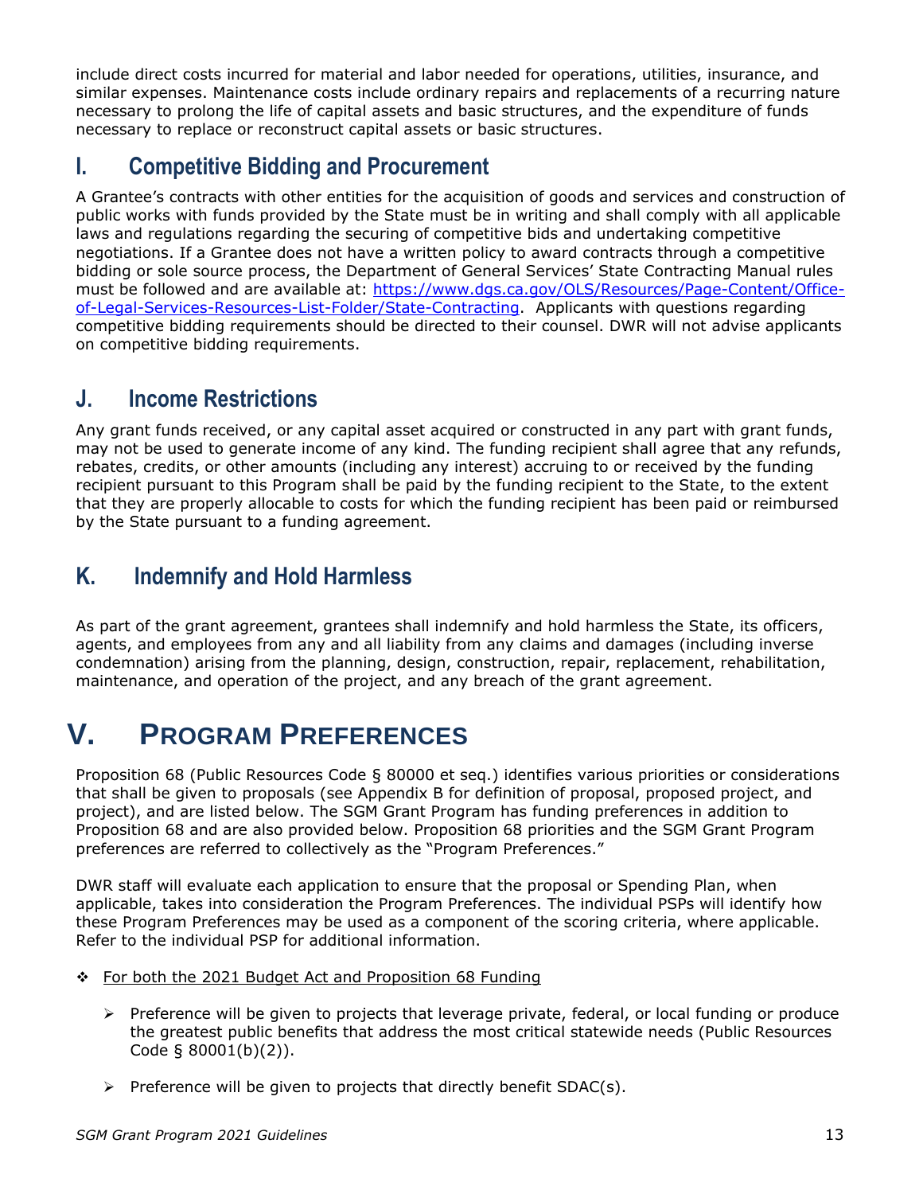include direct costs incurred for material and labor needed for operations, utilities, insurance, and similar expenses. Maintenance costs include ordinary repairs and replacements of a recurring nature necessary to prolong the life of capital assets and basic structures, and the expenditure of funds necessary to replace or reconstruct capital assets or basic structures.

## I. Competitive Bidding and Procurement

A Grantee's contracts with other entities for the acquisition of goods and services and construction of public works with funds provided by the State must be in writing and shall comply with all applicable laws and regulations regarding the securing of competitive bids and undertaking competitive negotiations. If a Grantee does not have a written policy to award contracts through a competitive bidding or sole source process, the Department of General Services' State Contracting Manual rules must be followed and are available at: [https://www.dgs.ca.gov/OLS/Resources/Page-Content/Office-of-Legal-Services-Resources-List-Folder/State-Contracting](https://www.dgs.ca.gov/OLS/Resources/Page-Content/Office-of-Legal-Services-Resources-List-Folder/State-Contracting). Applicants with questions regarding competitive bidding requirements should be directed to their counsel. DWR will not advise applicants on competitive bidding requirements.

## J. Income Restrictions

Any grant funds received, or any capital asset acquired or constructed in any part with grant funds, may not be used to generate income of any kind. The funding recipient shall agree that any refunds, rebates, credits, or other amounts (including any interest) accruing to or received by the funding recipient pursuant to this Program shall be paid by the funding recipient to the State, to the extent that they are properly allocable to costs for which the funding recipient has been paid or reimbursed by the State pursuant to a funding agreement.

## K. Indemnify and Hold Harmless

As part of the grant agreement, grantees shall indemnify and hold harmless the State, its officers, agents, and employees from any and all liability from any claims and damages (including inverse condemnation) arising from the planning, design, construction, repair, replacement, rehabilitation, maintenance, and operation of the project, and any breach of the grant agreement.

# V. Program Preferences

Proposition 68 (Public Resources Code § 80000 et seq.) identifies various priorities or considerations that shall be given to proposals (see Appendix B for definition of proposal, proposed project, and project), and are listed below. The SGM Grant Program has funding preferences in addition to Proposition 68 and are also provided below. Proposition 68 priorities and the SGM Grant Program preferences are referred to collectively as the "Program Preferences."

DWR staff will evaluate each application to ensure that the proposal or Spending Plan, when applicable, takes into consideration the Program Preferences. The individual PSPs will identify how these Program Preferences may be used as a component of the scoring criteria, where applicable. Refer to the individual PSP for additional information.

- For both the 2021 Budget Act and Proposition 68 Funding
  - Preference will be given to projects that leverage private, federal, or local funding or produce the greatest public benefits that address the most critical statewide needs (Public Resources Code § 80001(b)(2)).
  - Preference will be given to projects that directly benefit SDAC(s).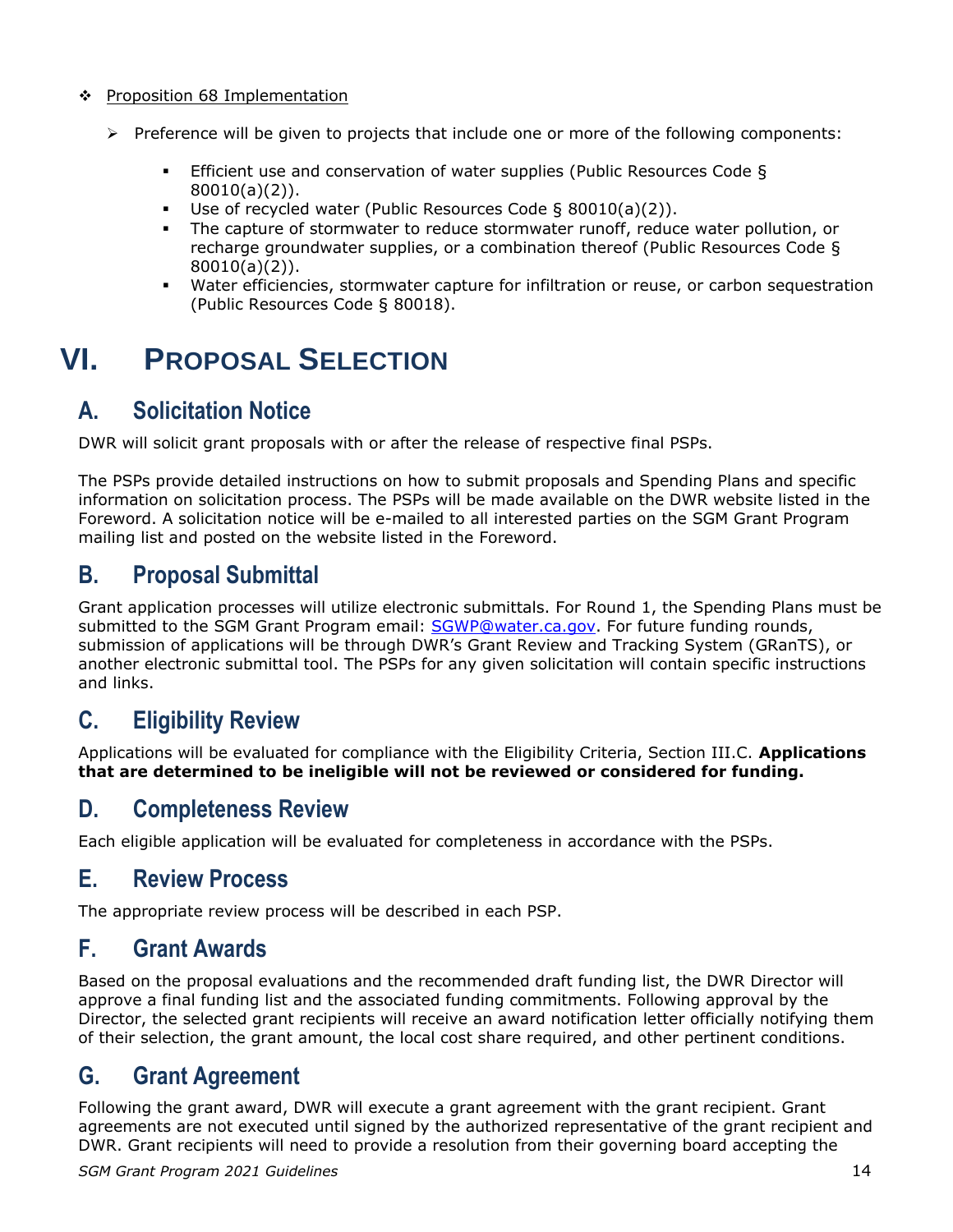- Proposition 68 Implementation

  - Preference will be given to projects that include one or more of the following components:

    - Efficient use and conservation of water supplies (Public Resources Code § 80010(a)(2)).
    - Use of recycled water (Public Resources Code § 80010(a)(2)).
    - The capture of stormwater to reduce stormwater runoff, reduce water pollution, or recharge groundwater supplies, or a combination thereof (Public Resources Code § 80010(a)(2)).
    - Water efficiencies, stormwater capture for infiltration or reuse, or carbon sequestration (Public Resources Code § 80018).

# VI. PROPOSAL SELECTION

## A. Solicitation Notice

DWR will solicit grant proposals with or after the release of respective final PSPs.

The PSPs provide detailed instructions on how to submit proposals and Spending Plans and specific information on solicitation process. The PSPs will be made available on the DWR website listed in the Foreword. A solicitation notice will be e-mailed to all interested parties on the SGM Grant Program mailing list and posted on the website listed in the Foreword.

## B. Proposal Submittal

Grant application processes will utilize electronic submittals. For Round 1, the Spending Plans must be submitted to the SGM Grant Program email: SGWP@water.ca.gov. For future funding rounds, submission of applications will be through DWR's Grant Review and Tracking System (GRanTS), or another electronic submittal tool. The PSPs for any given solicitation will contain specific instructions and links.

## C. Eligibility Review

Applications will be evaluated for compliance with the Eligibility Criteria, Section III.C. **Applications that are determined to be ineligible will not be reviewed or considered for funding.**

## D. Completeness Review

Each eligible application will be evaluated for completeness in accordance with the PSPs.

## E. Review Process

The appropriate review process will be described in each PSP.

## F. Grant Awards

Based on the proposal evaluations and the recommended draft funding list, the DWR Director will approve a final funding list and the associated funding commitments. Following approval by the Director, the selected grant recipients will receive an award notification letter officially notifying them of their selection, the grant amount, the local cost share required, and other pertinent conditions.

## G. Grant Agreement

Following the grant award, DWR will execute a grant agreement with the grant recipient. Grant agreements are not executed until signed by the authorized representative of the grant recipient and DWR. Grant recipients will need to provide a resolution from their governing board accepting the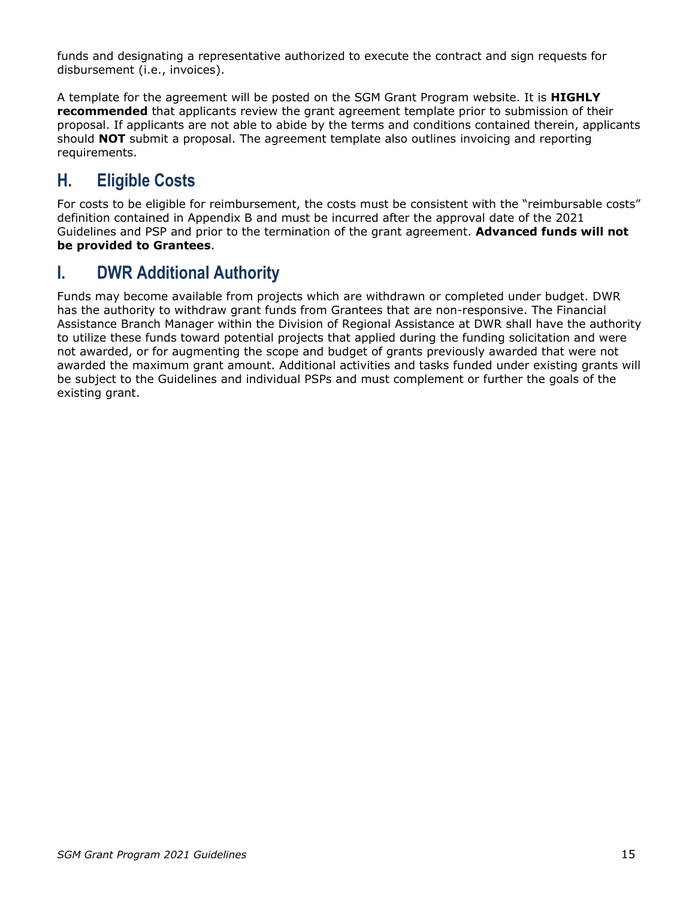funds and designating a representative authorized to execute the contract and sign requests for disbursement (i.e., invoices).

A template for the agreement will be posted on the SGM Grant Program website. It is **HIGHLY recommended** that applicants review the grant agreement template prior to submission of their proposal. If applicants are not able to abide by the terms and conditions contained therein, applicants should **NOT** submit a proposal. The agreement template also outlines invoicing and reporting requirements.

## H. Eligible Costs

For costs to be eligible for reimbursement, the costs must be consistent with the "reimbursable costs" definition contained in Appendix B and must be incurred after the approval date of the 2021 Guidelines and PSP and prior to the termination of the grant agreement. **Advanced funds will not be provided to Grantees**.

## I. DWR Additional Authority

Funds may become available from projects which are withdrawn or completed under budget. DWR has the authority to withdraw grant funds from Grantees that are non-responsive. The Financial Assistance Branch Manager within the Division of Regional Assistance at DWR shall have the authority to utilize these funds toward potential projects that applied during the funding solicitation and were not awarded, or for augmenting the scope and budget of grants previously awarded that were not awarded the maximum grant amount. Additional activities and tasks funded under existing grants will be subject to the Guidelines and individual PSPs and must complement or further the goals of the existing grant.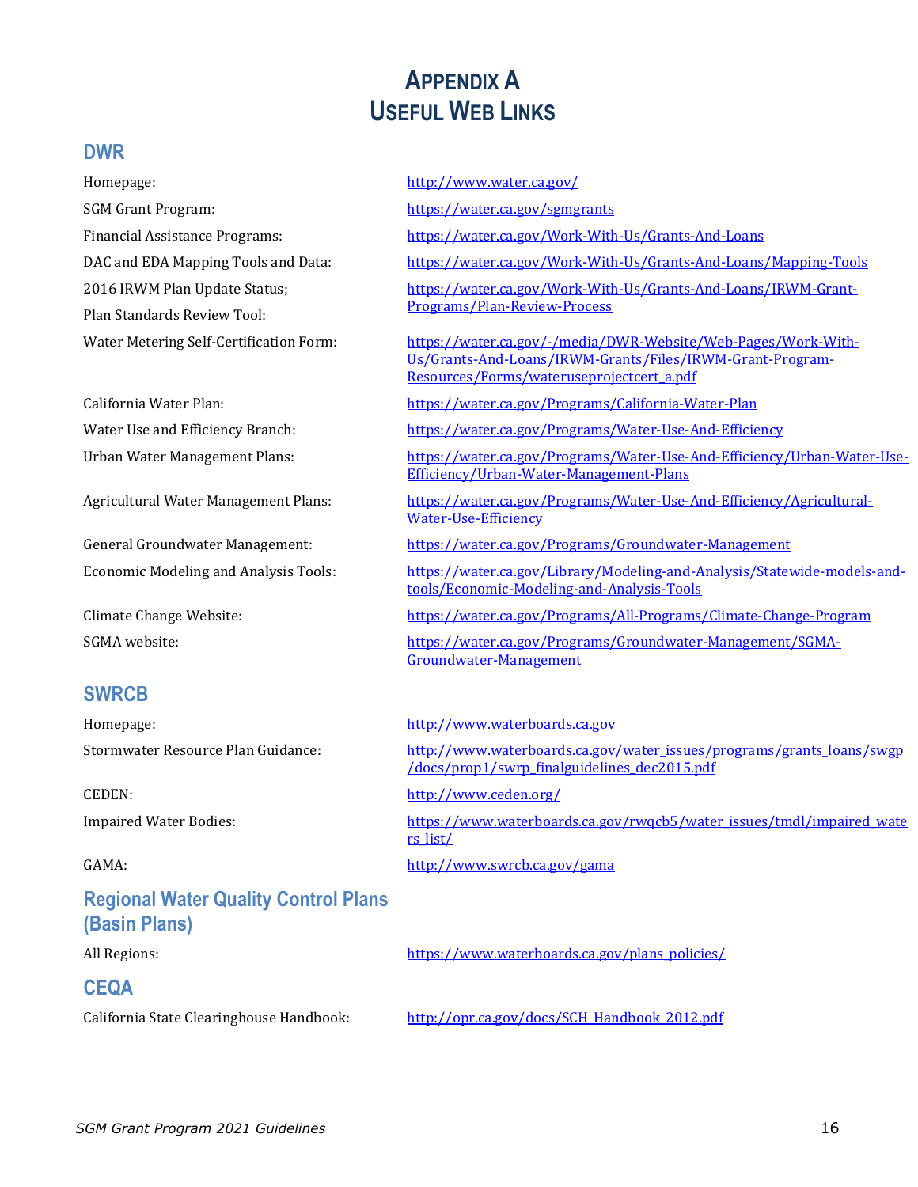# Appendix A
# Useful Web Links

## DWR

| | |
|---|---|
| Homepage: | http://www.water.ca.gov/ |
| SGM Grant Program: | https://water.ca.gov/sgmgrants |
| Financial Assistance Programs: | https://water.ca.gov/Work-With-Us/Grants-And-Loans |
| DAC and EDA Mapping Tools and Data: | https://water.ca.gov/Work-With-Us/Grants-And-Loans/Mapping-Tools |
| 2016 IRWM Plan Update Status; Plan Standards Review Tool: | https://water.ca.gov/Work-With-Us/Grants-And-Loans/IRWM-Grant-Programs/Plan-Review-Process |
| Water Metering Self-Certification Form: | https://water.ca.gov/-/media/DWR-Website/Web-Pages/Work-With-Us/Grants-And-Loans/IRWM-Grants/Files/IRWM-Grant-Program-Resources/Forms/wateruseprojectcert_a.pdf |
| California Water Plan: | https://water.ca.gov/Programs/California-Water-Plan |
| Water Use and Efficiency Branch: | https://water.ca.gov/Programs/Water-Use-And-Efficiency |
| Urban Water Management Plans: | https://water.ca.gov/Programs/Water-Use-And-Efficiency/Urban-Water-Use-Efficiency/Urban-Water-Management-Plans |
| Agricultural Water Management Plans: | https://water.ca.gov/Programs/Water-Use-And-Efficiency/Agricultural-Water-Use-Efficiency |
| General Groundwater Management: | https://water.ca.gov/Programs/Groundwater-Management |
| Economic Modeling and Analysis Tools: | https://water.ca.gov/Library/Modeling-and-Analysis/Statewide-models-and-tools/Economic-Modeling-and-Analysis-Tools |
| Climate Change Website: | https://water.ca.gov/Programs/All-Programs/Climate-Change-Program |
| SGMA website: | https://water.ca.gov/Programs/Groundwater-Management/SGMA-Groundwater-Management |

## SWRCB

| | |
|---|---|
| Homepage: | http://www.waterboards.ca.gov |
| Stormwater Resource Plan Guidance: | http://www.waterboards.ca.gov/water_issues/programs/grants_loans/swgp/docs/prop1/swrp_finalguidelines_dec2015.pdf |
| CEDEN: | http://www.ceden.org/ |
| Impaired Water Bodies: | https://www.waterboards.ca.gov/rwqcb5/water_issues/tmdl/impaired_waters_list/ |
| GAMA: | http://www.swrcb.ca.gov/gama |

## Regional Water Quality Control Plans (Basin Plans)

| | |
|---|---|
| All Regions: | https://www.waterboards.ca.gov/plans_policies/ |

## CEQA

| | |
|---|---|
| California State Clearinghouse Handbook: | http://opr.ca.gov/docs/SCH_Handbook_2012.pdf |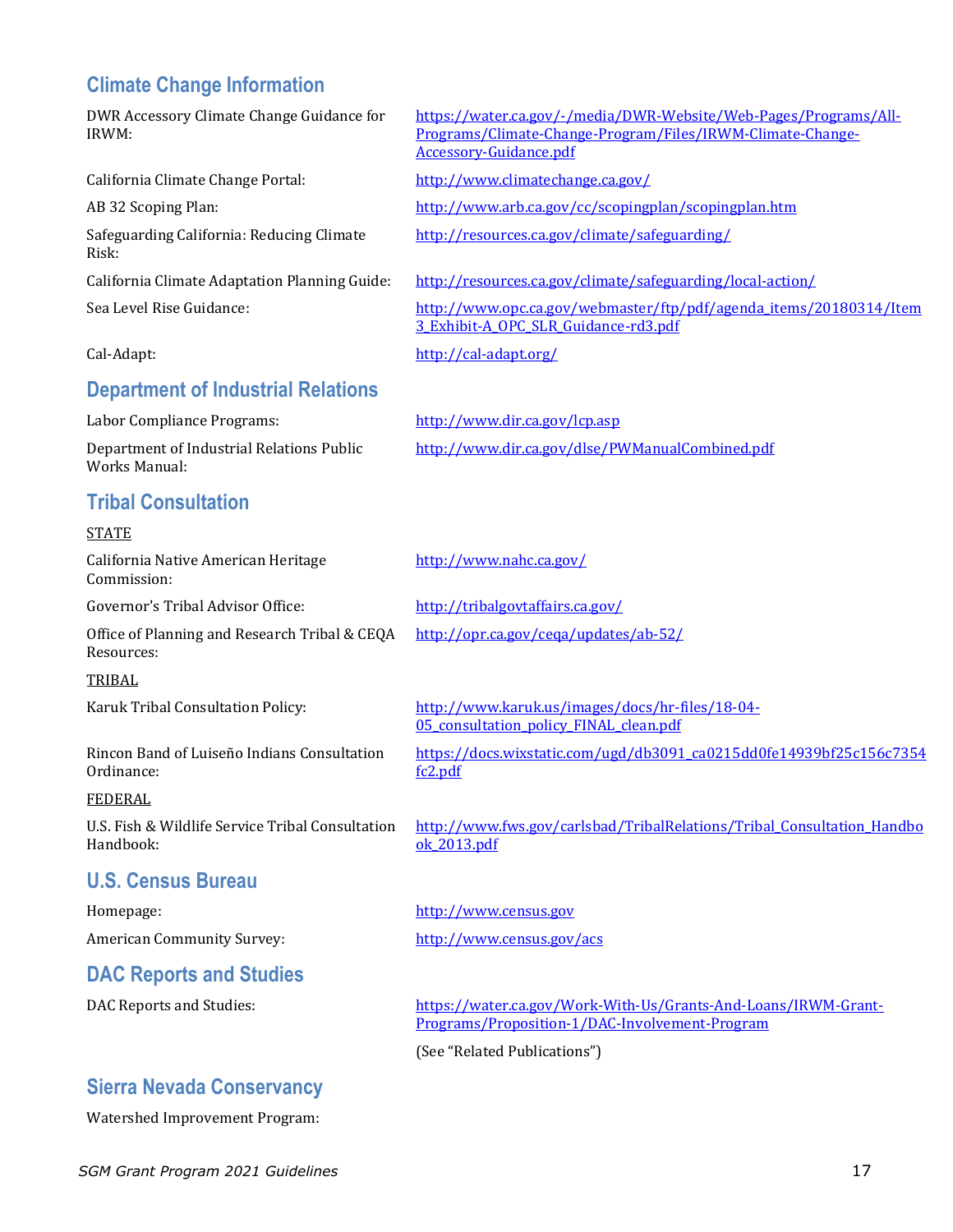## Climate Change Information

DWR Accessory Climate Change Guidance for IRWM: https://water.ca.gov/-/media/DWR-Website/Web-Pages/Programs/All-Programs/Climate-Change-Program/Files/IRWM-Climate-Change-Accessory-Guidance.pdf

California Climate Change Portal: http://www.climatechange.ca.gov/

AB 32 Scoping Plan: http://www.arb.ca.gov/cc/scopingplan/scopingplan.htm

Safeguarding California: Reducing Climate Risk: http://resources.ca.gov/climate/safeguarding/

California Climate Adaptation Planning Guide: http://resources.ca.gov/climate/safeguarding/local-action/

Sea Level Rise Guidance: http://www.opc.ca.gov/webmaster/ftp/pdf/agenda_items/20180314/Item3_Exhibit-A_OPC_SLR_Guidance-rd3.pdf

Cal-Adapt: http://cal-adapt.org/

## Department of Industrial Relations

Labor Compliance Programs: http://www.dir.ca.gov/lcp.asp

Department of Industrial Relations Public Works Manual: http://www.dir.ca.gov/dlse/PWManualCombined.pdf

## Tribal Consultation

STATE

California Native American Heritage Commission: http://www.nahc.ca.gov/

Governor's Tribal Advisor Office: http://tribalgovtaffairs.ca.gov/

Office of Planning and Research Tribal & CEQA Resources: http://opr.ca.gov/ceqa/updates/ab-52/

TRIBAL

Karuk Tribal Consultation Policy: http://www.karuk.us/images/docs/hr-files/18-04-05_consultation_policy_FINAL_clean.pdf

Rincon Band of Luiseño Indians Consultation Ordinance: https://docs.wixstatic.com/ugd/db3091_ca0215dd0fe14939bf25c156c7354fc2.pdf

FEDERAL

U.S. Fish & Wildlife Service Tribal Consultation Handbook: http://www.fws.gov/carlsbad/TribalRelations/Tribal_Consultation_Handbook_2013.pdf

## U.S. Census Bureau

Homepage: http://www.census.gov

American Community Survey: http://www.census.gov/acs

## DAC Reports and Studies

DAC Reports and Studies: https://water.ca.gov/Work-With-Us/Grants-And-Loans/IRWM-Grant-Programs/Proposition-1/DAC-Involvement-Program

(See "Related Publications")

## Sierra Nevada Conservancy

Watershed Improvement Program: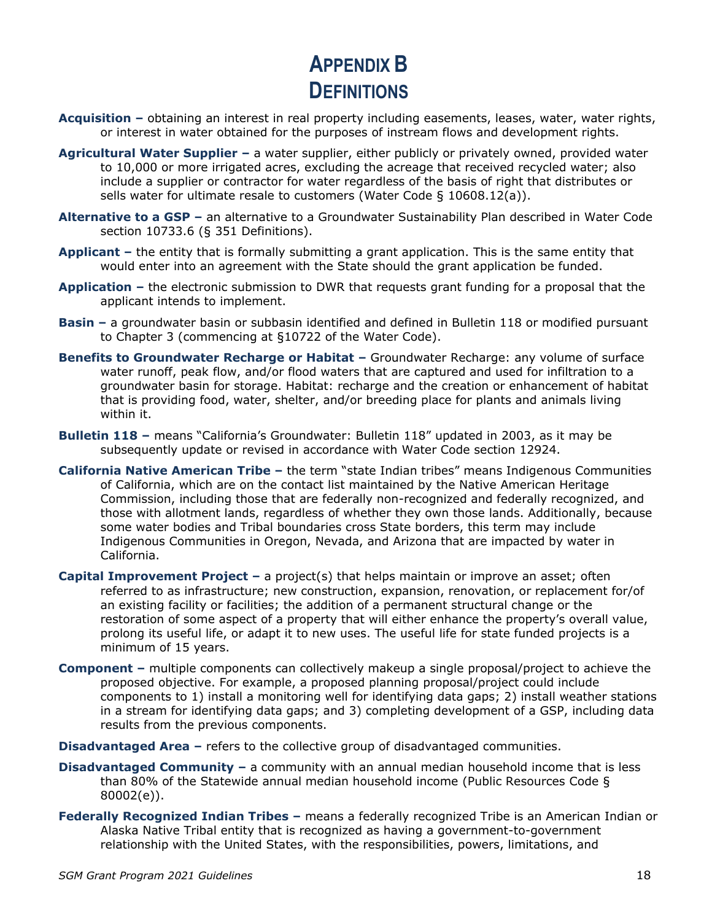# Appendix B
# Definitions

**Acquisition –** obtaining an interest in real property including easements, leases, water, water rights, or interest in water obtained for the purposes of instream flows and development rights.

**Agricultural Water Supplier –** a water supplier, either publicly or privately owned, provided water to 10,000 or more irrigated acres, excluding the acreage that received recycled water; also include a supplier or contractor for water regardless of the basis of right that distributes or sells water for ultimate resale to customers (Water Code § 10608.12(a)).

**Alternative to a GSP –** an alternative to a Groundwater Sustainability Plan described in Water Code section 10733.6 (§ 351 Definitions).

**Applicant –** the entity that is formally submitting a grant application. This is the same entity that would enter into an agreement with the State should the grant application be funded.

**Application –** the electronic submission to DWR that requests grant funding for a proposal that the applicant intends to implement.

**Basin –** a groundwater basin or subbasin identified and defined in Bulletin 118 or modified pursuant to Chapter 3 (commencing at §10722 of the Water Code).

**Benefits to Groundwater Recharge or Habitat –** Groundwater Recharge: any volume of surface water runoff, peak flow, and/or flood waters that are captured and used for infiltration to a groundwater basin for storage. Habitat: recharge and the creation or enhancement of habitat that is providing food, water, shelter, and/or breeding place for plants and animals living within it.

**Bulletin 118 –** means "California's Groundwater: Bulletin 118" updated in 2003, as it may be subsequently update or revised in accordance with Water Code section 12924.

**California Native American Tribe –** the term "state Indian tribes" means Indigenous Communities of California, which are on the contact list maintained by the Native American Heritage Commission, including those that are federally non-recognized and federally recognized, and those with allotment lands, regardless of whether they own those lands. Additionally, because some water bodies and Tribal boundaries cross State borders, this term may include Indigenous Communities in Oregon, Nevada, and Arizona that are impacted by water in California.

**Capital Improvement Project –** a project(s) that helps maintain or improve an asset; often referred to as infrastructure; new construction, expansion, renovation, or replacement for/of an existing facility or facilities; the addition of a permanent structural change or the restoration of some aspect of a property that will either enhance the property's overall value, prolong its useful life, or adapt it to new uses. The useful life for state funded projects is a minimum of 15 years.

**Component –** multiple components can collectively makeup a single proposal/project to achieve the proposed objective. For example, a proposed planning proposal/project could include components to 1) install a monitoring well for identifying data gaps; 2) install weather stations in a stream for identifying data gaps; and 3) completing development of a GSP, including data results from the previous components.

**Disadvantaged Area –** refers to the collective group of disadvantaged communities.

**Disadvantaged Community –** a community with an annual median household income that is less than 80% of the Statewide annual median household income (Public Resources Code § 80002(e)).

**Federally Recognized Indian Tribes –** means a federally recognized Tribe is an American Indian or Alaska Native Tribal entity that is recognized as having a government-to-government relationship with the United States, with the responsibilities, powers, limitations, and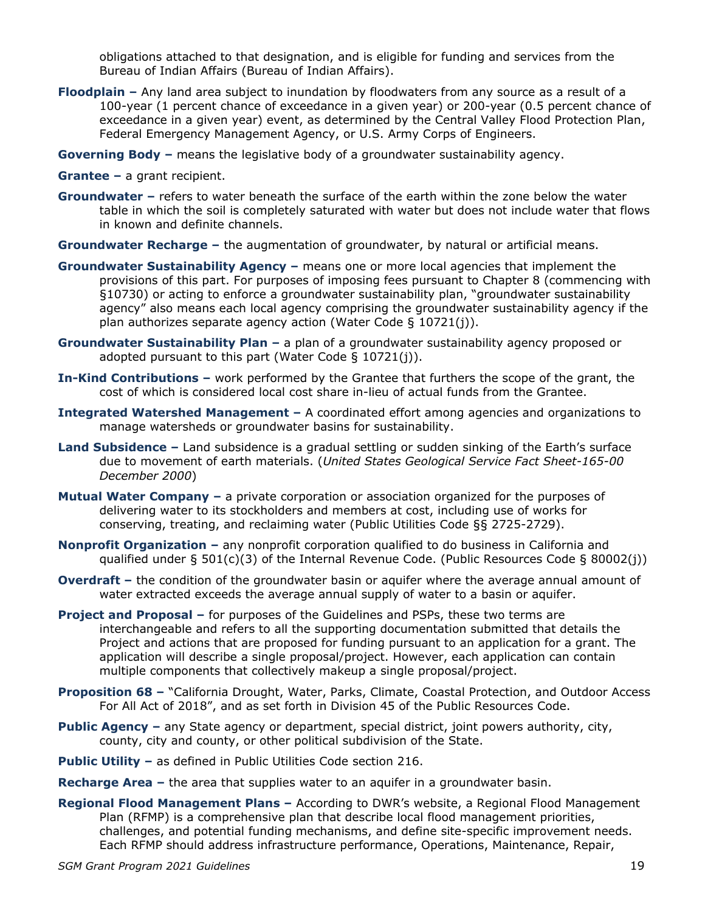obligations attached to that designation, and is eligible for funding and services from the Bureau of Indian Affairs (Bureau of Indian Affairs).

**Floodplain –** Any land area subject to inundation by floodwaters from any source as a result of a 100-year (1 percent chance of exceedance in a given year) or 200-year (0.5 percent chance of exceedance in a given year) event, as determined by the Central Valley Flood Protection Plan, Federal Emergency Management Agency, or U.S. Army Corps of Engineers.

**Governing Body –** means the legislative body of a groundwater sustainability agency.

**Grantee –** a grant recipient.

**Groundwater –** refers to water beneath the surface of the earth within the zone below the water table in which the soil is completely saturated with water but does not include water that flows in known and definite channels.

**Groundwater Recharge –** the augmentation of groundwater, by natural or artificial means.

**Groundwater Sustainability Agency –** means one or more local agencies that implement the provisions of this part. For purposes of imposing fees pursuant to Chapter 8 (commencing with §10730) or acting to enforce a groundwater sustainability plan, "groundwater sustainability agency" also means each local agency comprising the groundwater sustainability agency if the plan authorizes separate agency action (Water Code § 10721(j)).

**Groundwater Sustainability Plan –** a plan of a groundwater sustainability agency proposed or adopted pursuant to this part (Water Code § 10721(j)).

**In-Kind Contributions –** work performed by the Grantee that furthers the scope of the grant, the cost of which is considered local cost share in-lieu of actual funds from the Grantee.

**Integrated Watershed Management –** A coordinated effort among agencies and organizations to manage watersheds or groundwater basins for sustainability.

**Land Subsidence –** Land subsidence is a gradual settling or sudden sinking of the Earth's surface due to movement of earth materials. (*United States Geological Service Fact Sheet-165-00 December 2000*)

**Mutual Water Company –** a private corporation or association organized for the purposes of delivering water to its stockholders and members at cost, including use of works for conserving, treating, and reclaiming water (Public Utilities Code §§ 2725-2729).

**Nonprofit Organization –** any nonprofit corporation qualified to do business in California and qualified under § 501(c)(3) of the Internal Revenue Code. (Public Resources Code § 80002(j))

**Overdraft –** the condition of the groundwater basin or aquifer where the average annual amount of water extracted exceeds the average annual supply of water to a basin or aquifer.

**Project and Proposal –** for purposes of the Guidelines and PSPs, these two terms are interchangeable and refers to all the supporting documentation submitted that details the Project and actions that are proposed for funding pursuant to an application for a grant. The application will describe a single proposal/project. However, each application can contain multiple components that collectively makeup a single proposal/project.

**Proposition 68 –** "California Drought, Water, Parks, Climate, Coastal Protection, and Outdoor Access For All Act of 2018", and as set forth in Division 45 of the Public Resources Code.

**Public Agency –** any State agency or department, special district, joint powers authority, city, county, city and county, or other political subdivision of the State.

**Public Utility –** as defined in Public Utilities Code section 216.

**Recharge Area –** the area that supplies water to an aquifer in a groundwater basin.

**Regional Flood Management Plans –** According to DWR's website, a Regional Flood Management Plan (RFMP) is a comprehensive plan that describe local flood management priorities, challenges, and potential funding mechanisms, and define site-specific improvement needs. Each RFMP should address infrastructure performance, Operations, Maintenance, Repair,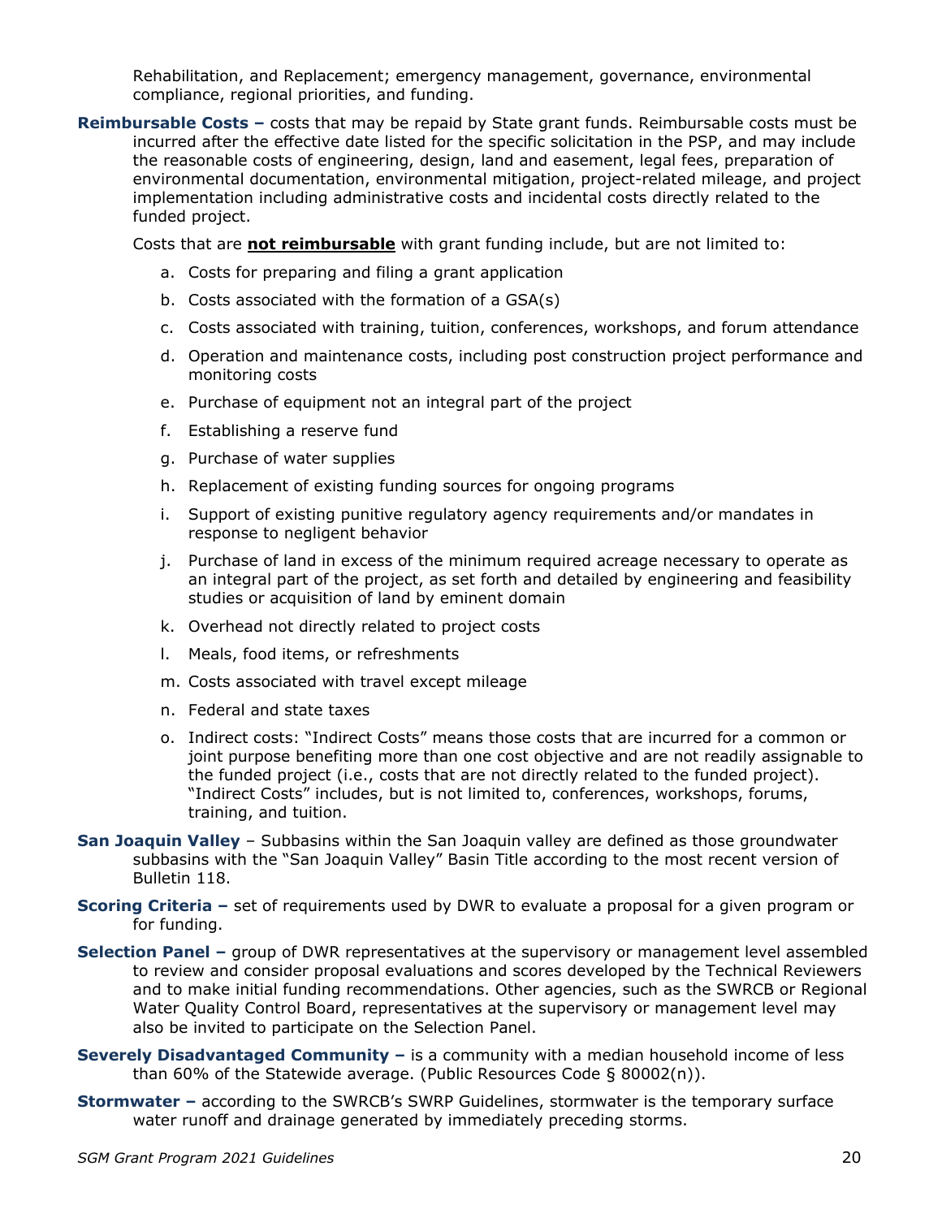Rehabilitation, and Replacement; emergency management, governance, environmental compliance, regional priorities, and funding.

**Reimbursable Costs –** costs that may be repaid by State grant funds. Reimbursable costs must be incurred after the effective date listed for the specific solicitation in the PSP, and may include the reasonable costs of engineering, design, land and easement, legal fees, preparation of environmental documentation, environmental mitigation, project-related mileage, and project implementation including administrative costs and incidental costs directly related to the funded project.

Costs that are **not reimbursable** with grant funding include, but are not limited to:

a. Costs for preparing and filing a grant application
b. Costs associated with the formation of a GSA(s)
c. Costs associated with training, tuition, conferences, workshops, and forum attendance
d. Operation and maintenance costs, including post construction project performance and monitoring costs
e. Purchase of equipment not an integral part of the project
f. Establishing a reserve fund
g. Purchase of water supplies
h. Replacement of existing funding sources for ongoing programs
i. Support of existing punitive regulatory agency requirements and/or mandates in response to negligent behavior
j. Purchase of land in excess of the minimum required acreage necessary to operate as an integral part of the project, as set forth and detailed by engineering and feasibility studies or acquisition of land by eminent domain
k. Overhead not directly related to project costs
l. Meals, food items, or refreshments
m. Costs associated with travel except mileage
n. Federal and state taxes
o. Indirect costs: "Indirect Costs" means those costs that are incurred for a common or joint purpose benefiting more than one cost objective and are not readily assignable to the funded project (i.e., costs that are not directly related to the funded project). "Indirect Costs" includes, but is not limited to, conferences, workshops, forums, training, and tuition.

**San Joaquin Valley** – Subbasins within the San Joaquin valley are defined as those groundwater subbasins with the "San Joaquin Valley" Basin Title according to the most recent version of Bulletin 118.

**Scoring Criteria –** set of requirements used by DWR to evaluate a proposal for a given program or for funding.

**Selection Panel –** group of DWR representatives at the supervisory or management level assembled to review and consider proposal evaluations and scores developed by the Technical Reviewers and to make initial funding recommendations. Other agencies, such as the SWRCB or Regional Water Quality Control Board, representatives at the supervisory or management level may also be invited to participate on the Selection Panel.

**Severely Disadvantaged Community –** is a community with a median household income of less than 60% of the Statewide average. (Public Resources Code § 80002(n)).

**Stormwater –** according to the SWRCB's SWRP Guidelines, stormwater is the temporary surface water runoff and drainage generated by immediately preceding storms.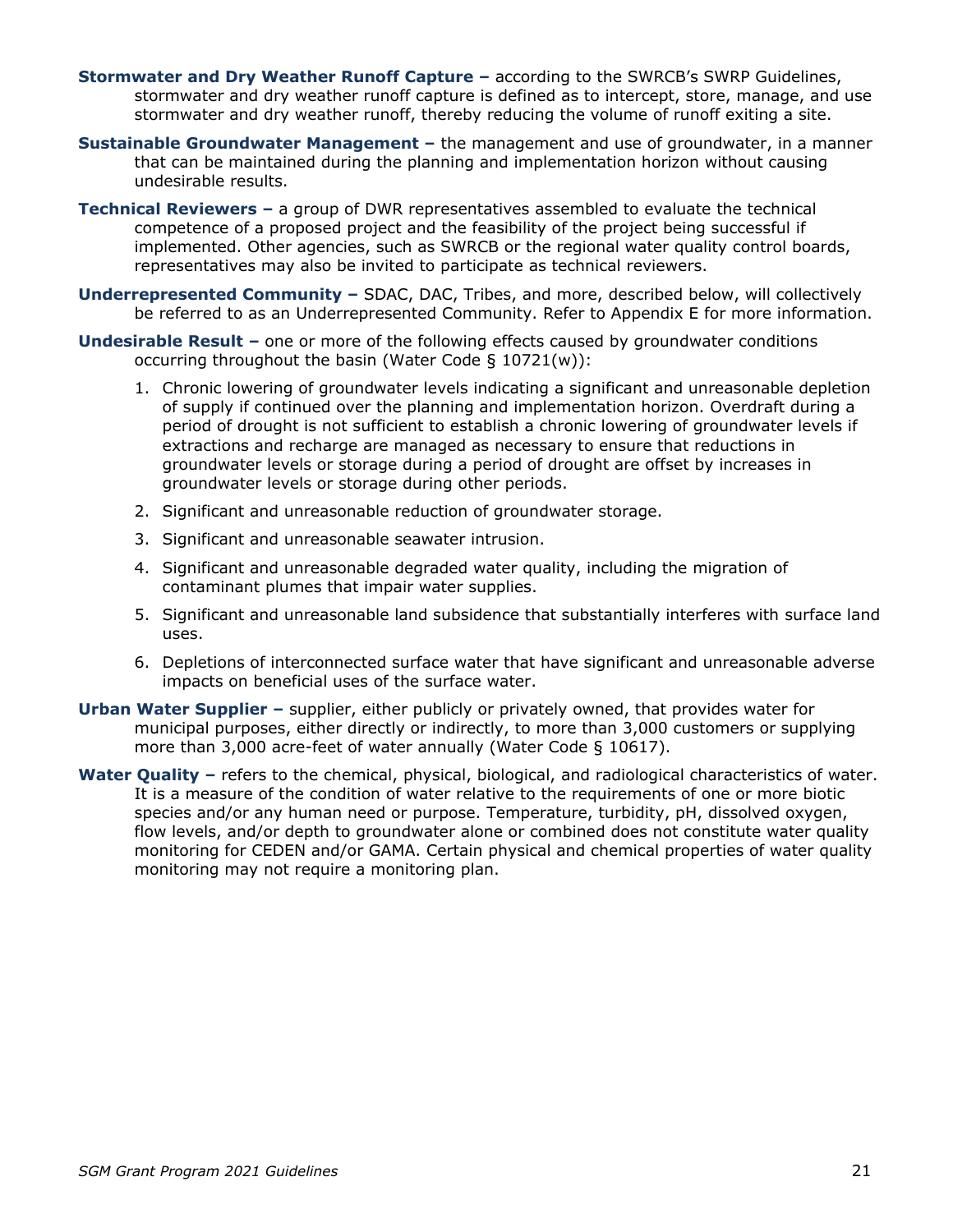**Stormwater and Dry Weather Runoff Capture –** according to the SWRCB's SWRP Guidelines, stormwater and dry weather runoff capture is defined as to intercept, store, manage, and use stormwater and dry weather runoff, thereby reducing the volume of runoff exiting a site.

**Sustainable Groundwater Management –** the management and use of groundwater, in a manner that can be maintained during the planning and implementation horizon without causing undesirable results.

**Technical Reviewers –** a group of DWR representatives assembled to evaluate the technical competence of a proposed project and the feasibility of the project being successful if implemented. Other agencies, such as SWRCB or the regional water quality control boards, representatives may also be invited to participate as technical reviewers.

**Underrepresented Community –** SDAC, DAC, Tribes, and more, described below, will collectively be referred to as an Underrepresented Community. Refer to Appendix E for more information.

**Undesirable Result –** one or more of the following effects caused by groundwater conditions occurring throughout the basin (Water Code § 10721(w)):

1. Chronic lowering of groundwater levels indicating a significant and unreasonable depletion of supply if continued over the planning and implementation horizon. Overdraft during a period of drought is not sufficient to establish a chronic lowering of groundwater levels if extractions and recharge are managed as necessary to ensure that reductions in groundwater levels or storage during a period of drought are offset by increases in groundwater levels or storage during other periods.
2. Significant and unreasonable reduction of groundwater storage.
3. Significant and unreasonable seawater intrusion.
4. Significant and unreasonable degraded water quality, including the migration of contaminant plumes that impair water supplies.
5. Significant and unreasonable land subsidence that substantially interferes with surface land uses.
6. Depletions of interconnected surface water that have significant and unreasonable adverse impacts on beneficial uses of the surface water.

**Urban Water Supplier –** supplier, either publicly or privately owned, that provides water for municipal purposes, either directly or indirectly, to more than 3,000 customers or supplying more than 3,000 acre-feet of water annually (Water Code § 10617).

**Water Quality –** refers to the chemical, physical, biological, and radiological characteristics of water. It is a measure of the condition of water relative to the requirements of one or more biotic species and/or any human need or purpose. Temperature, turbidity, pH, dissolved oxygen, flow levels, and/or depth to groundwater alone or combined does not constitute water quality monitoring for CEDEN and/or GAMA. Certain physical and chemical properties of water quality monitoring may not require a monitoring plan.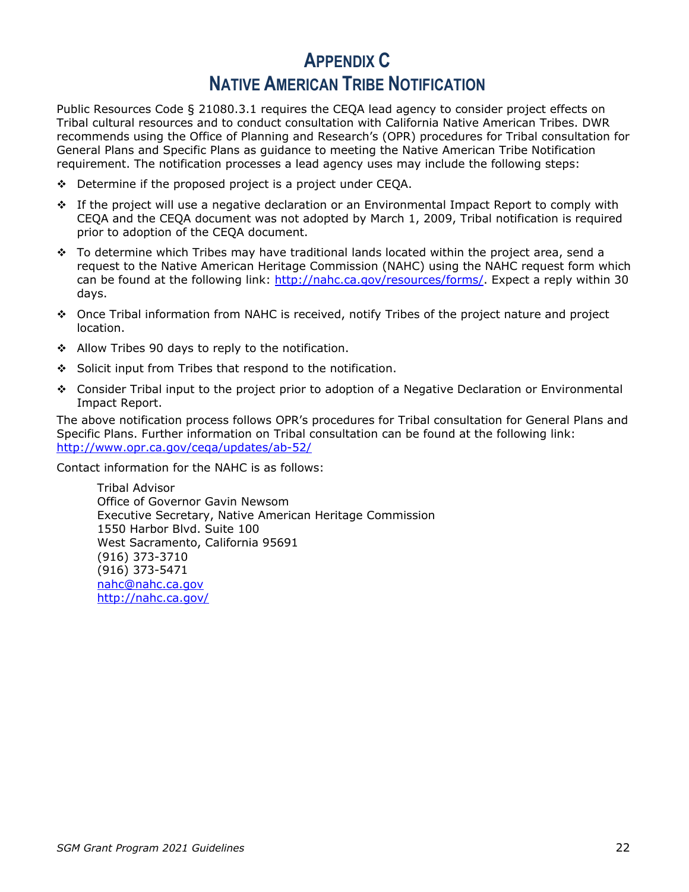# APPENDIX C

# NATIVE AMERICAN TRIBE NOTIFICATION

Public Resources Code § 21080.3.1 requires the CEQA lead agency to consider project effects on Tribal cultural resources and to conduct consultation with California Native American Tribes. DWR recommends using the Office of Planning and Research's (OPR) procedures for Tribal consultation for General Plans and Specific Plans as guidance to meeting the Native American Tribe Notification requirement. The notification processes a lead agency uses may include the following steps:

- Determine if the proposed project is a project under CEQA.
- If the project will use a negative declaration or an Environmental Impact Report to comply with CEQA and the CEQA document was not adopted by March 1, 2009, Tribal notification is required prior to adoption of the CEQA document.
- To determine which Tribes may have traditional lands located within the project area, send a request to the Native American Heritage Commission (NAHC) using the NAHC request form which can be found at the following link: [http://nahc.ca.gov/resources/forms/](http://nahc.ca.gov/resources/forms/). Expect a reply within 30 days.
- Once Tribal information from NAHC is received, notify Tribes of the project nature and project location.
- Allow Tribes 90 days to reply to the notification.
- Solicit input from Tribes that respond to the notification.
- Consider Tribal input to the project prior to adoption of a Negative Declaration or Environmental Impact Report.

The above notification process follows OPR's procedures for Tribal consultation for General Plans and Specific Plans. Further information on Tribal consultation can be found at the following link: [http://www.opr.ca.gov/ceqa/updates/ab-52/](http://www.opr.ca.gov/ceqa/updates/ab-52/)

Contact information for the NAHC is as follows:

> Tribal Advisor
> Office of Governor Gavin Newsom
> Executive Secretary, Native American Heritage Commission
> 1550 Harbor Blvd. Suite 100
> West Sacramento, California 95691
> (916) 373-3710
> (916) 373-5471
> [nahc@nahc.ca.gov](mailto:nahc@nahc.ca.gov)
> [http://nahc.ca.gov/](http://nahc.ca.gov/)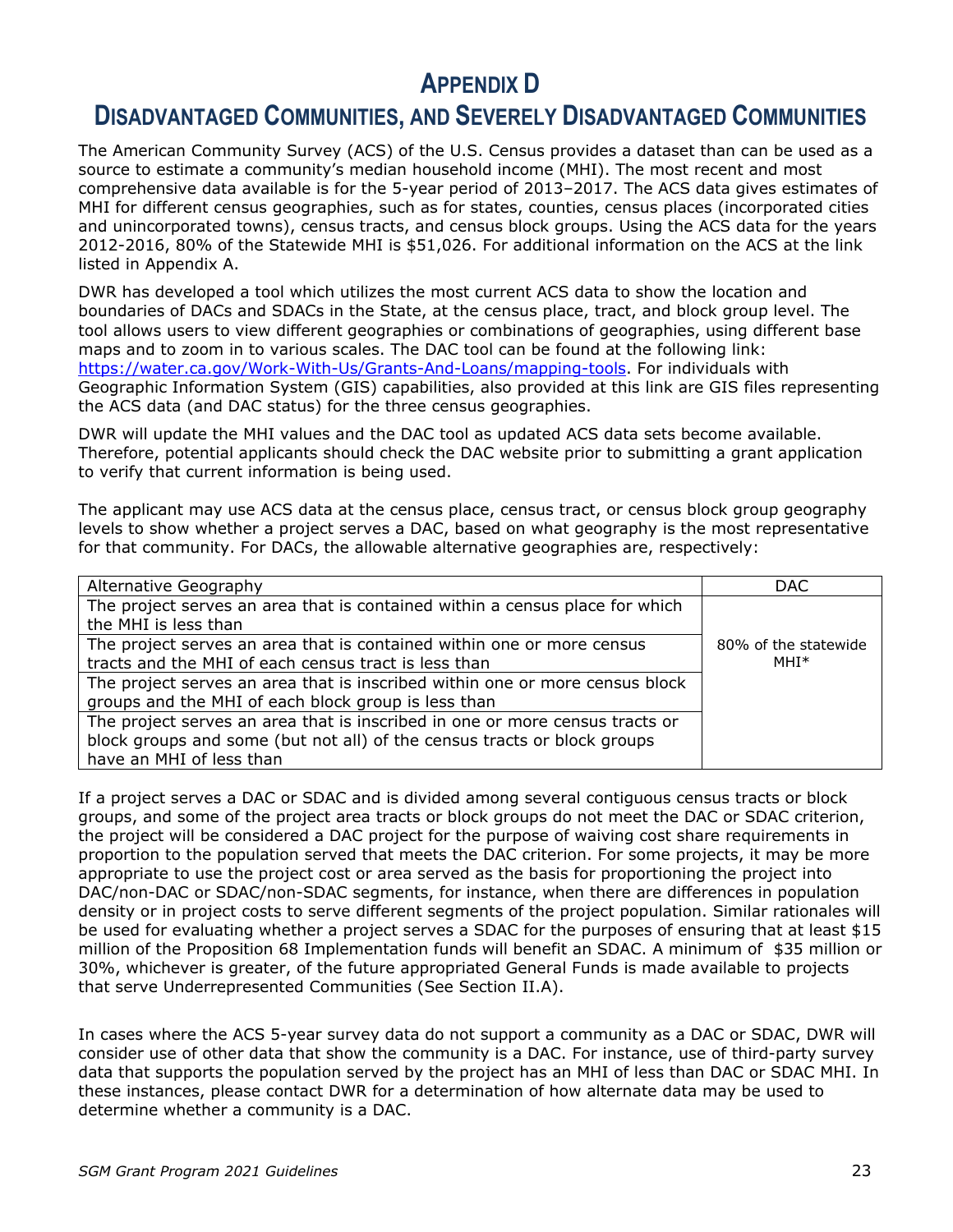# Appendix D

# Disadvantaged Communities, and Severely Disadvantaged Communities

The American Community Survey (ACS) of the U.S. Census provides a dataset than can be used as a source to estimate a community's median household income (MHI). The most recent and most comprehensive data available is for the 5-year period of 2013–2017. The ACS data gives estimates of MHI for different census geographies, such as for states, counties, census places (incorporated cities and unincorporated towns), census tracts, and census block groups. Using the ACS data for the years 2012-2016, 80% of the Statewide MHI is $51,026. For additional information on the ACS at the link listed in Appendix A.

DWR has developed a tool which utilizes the most current ACS data to show the location and boundaries of DACs and SDACs in the State, at the census place, tract, and block group level. The tool allows users to view different geographies or combinations of geographies, using different base maps and to zoom in to various scales. The DAC tool can be found at the following link: [https://water.ca.gov/Work-With-Us/Grants-And-Loans/mapping-tools](https://water.ca.gov/Work-With-Us/Grants-And-Loans/mapping-tools). For individuals with Geographic Information System (GIS) capabilities, also provided at this link are GIS files representing the ACS data (and DAC status) for the three census geographies.

DWR will update the MHI values and the DAC tool as updated ACS data sets become available. Therefore, potential applicants should check the DAC website prior to submitting a grant application to verify that current information is being used.

The applicant may use ACS data at the census place, census tract, or census block group geography levels to show whether a project serves a DAC, based on what geography is the most representative for that community. For DACs, the allowable alternative geographies are, respectively:

| Alternative Geography | DAC |
|---|---|
| The project serves an area that is contained within a census place for which the MHI is less than | 80% of the statewide MHI* |
| The project serves an area that is contained within one or more census tracts and the MHI of each census tract is less than | |
| The project serves an area that is inscribed within one or more census block groups and the MHI of each block group is less than | |
| The project serves an area that is inscribed in one or more census tracts or block groups and some (but not all) of the census tracts or block groups have an MHI of less than | |

If a project serves a DAC or SDAC and is divided among several contiguous census tracts or block groups, and some of the project area tracts or block groups do not meet the DAC or SDAC criterion, the project will be considered a DAC project for the purpose of waiving cost share requirements in proportion to the population served that meets the DAC criterion. For some projects, it may be more appropriate to use the project cost or area served as the basis for proportioning the project into DAC/non-DAC or SDAC/non-SDAC segments, for instance, when there are differences in population density or in project costs to serve different segments of the project population. Similar rationales will be used for evaluating whether a project serves a SDAC for the purposes of ensuring that at least $15 million of the Proposition 68 Implementation funds will benefit an SDAC. A minimum of $35 million or 30%, whichever is greater, of the future appropriated General Funds is made available to projects that serve Underrepresented Communities (See Section II.A).

In cases where the ACS 5-year survey data do not support a community as a DAC or SDAC, DWR will consider use of other data that show the community is a DAC. For instance, use of third-party survey data that supports the population served by the project has an MHI of less than DAC or SDAC MHI. In these instances, please contact DWR for a determination of how alternate data may be used to determine whether a community is a DAC.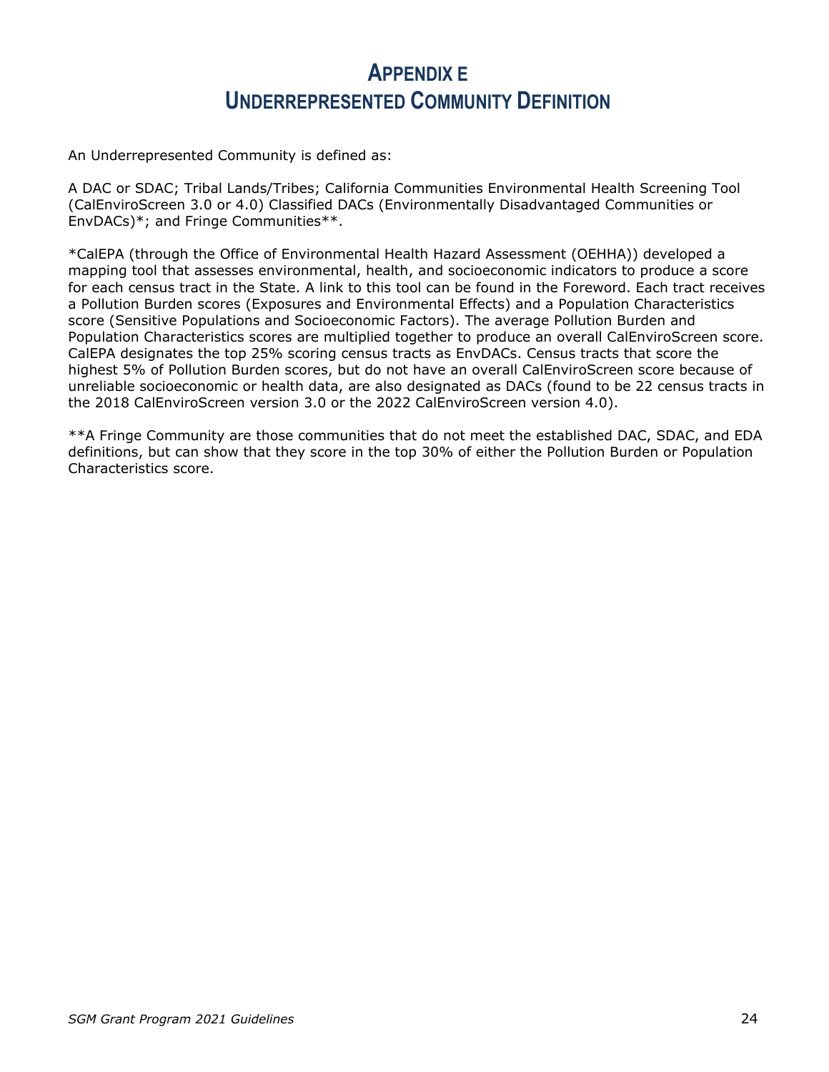# Appendix E
# Underrepresented Community Definition

An Underrepresented Community is defined as:

A DAC or SDAC; Tribal Lands/Tribes; California Communities Environmental Health Screening Tool (CalEnviroScreen 3.0 or 4.0) Classified DACs (Environmentally Disadvantaged Communities or EnvDACs)*; and Fringe Communities**.

*CalEPA (through the Office of Environmental Health Hazard Assessment (OEHHA)) developed a mapping tool that assesses environmental, health, and socioeconomic indicators to produce a score for each census tract in the State. A link to this tool can be found in the Foreword. Each tract receives a Pollution Burden scores (Exposures and Environmental Effects) and a Population Characteristics score (Sensitive Populations and Socioeconomic Factors). The average Pollution Burden and Population Characteristics scores are multiplied together to produce an overall CalEnviroScreen score. CalEPA designates the top 25% scoring census tracts as EnvDACs. Census tracts that score the highest 5% of Pollution Burden scores, but do not have an overall CalEnviroScreen score because of unreliable socioeconomic or health data, are also designated as DACs (found to be 22 census tracts in the 2018 CalEnviroScreen version 3.0 or the 2022 CalEnviroScreen version 4.0).

**A Fringe Community are those communities that do not meet the established DAC, SDAC, and EDA definitions, but can show that they score in the top 30% of either the Pollution Burden or Population Characteristics score.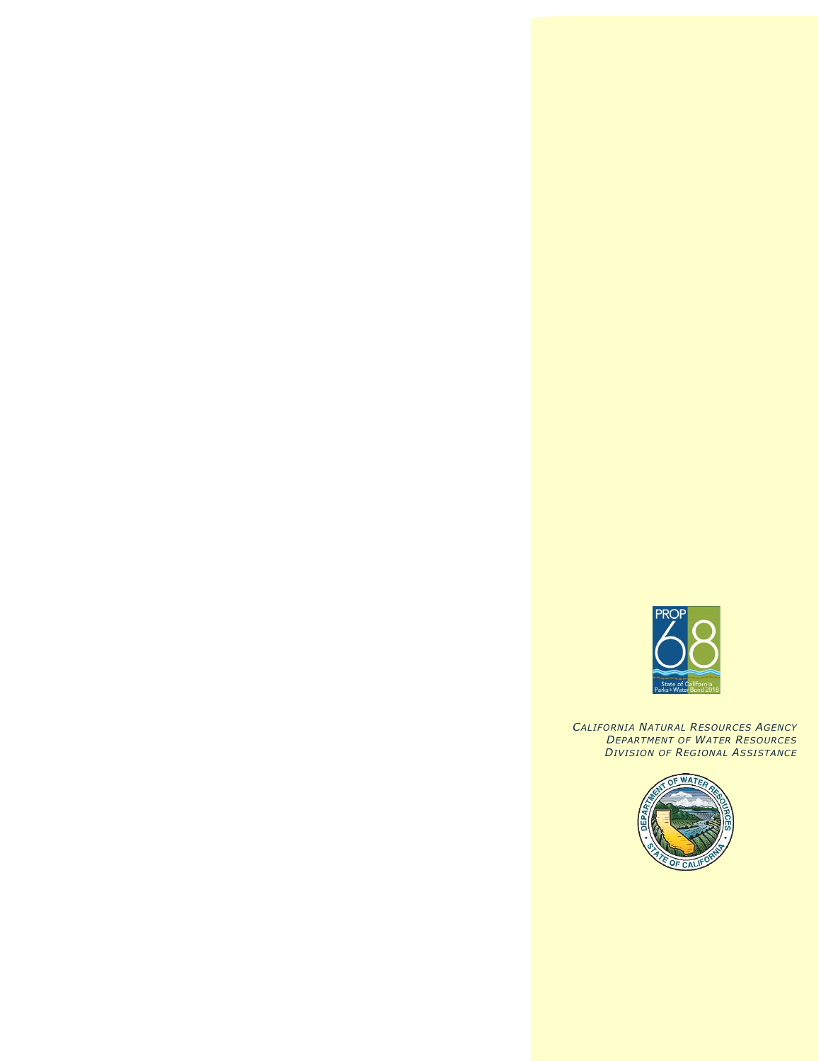PROP 68

State of California Parks & Water Bond 2018

*CALIFORNIA NATURAL RESOURCES AGENCY*
*DEPARTMENT OF WATER RESOURCES*
*DIVISION OF REGIONAL ASSISTANCE*

DEPARTMENT OF WATER RESOURCES
STATE OF CALIFORNIA